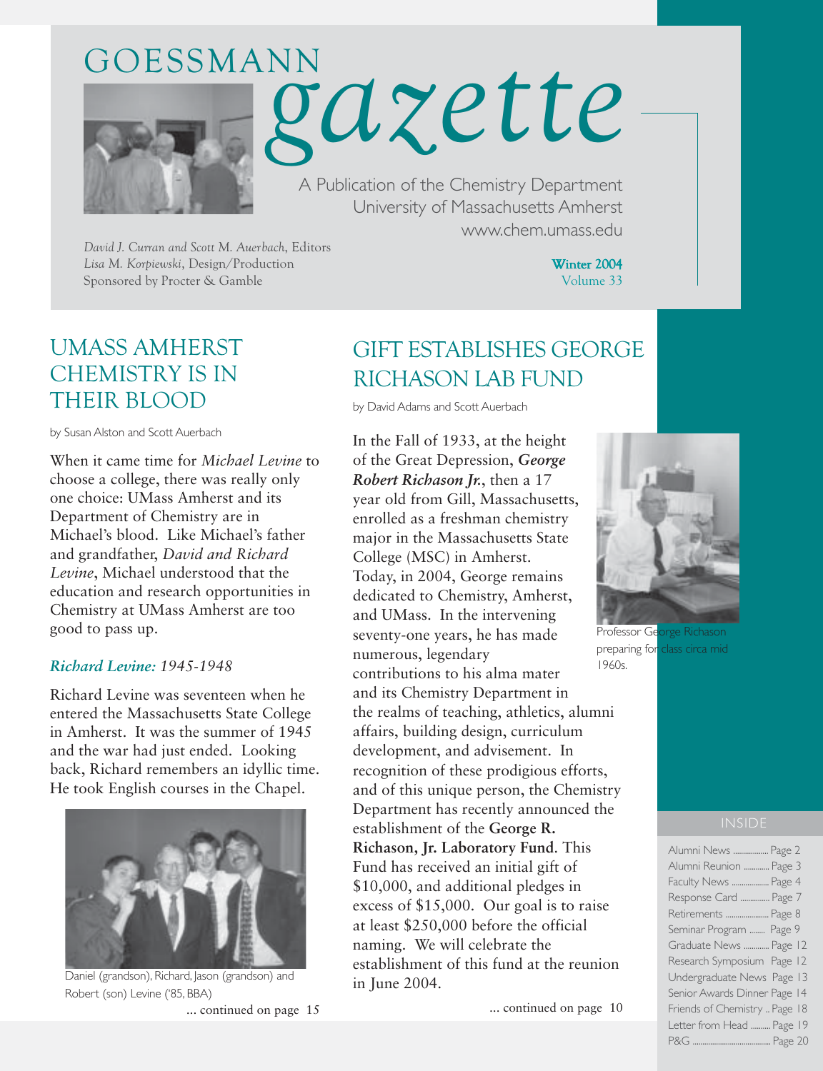# GOESSMANN gazette

A Publication of the Chemistry Department
University of Massachusetts Amherst
www.chem.umass.edu

*David J. Curran and Scott M. Auerbach*, Editors
*Lisa M. Korpiewski*, Design/Production
Sponsored by Procter & Gamble

Winter 2004
Volume 33

## UMASS AMHERST CHEMISTRY IS IN THEIR BLOOD

by Susan Alston and Scott Auerbach

When it came time for *Michael Levine* to choose a college, there was really only one choice: UMass Amherst and its Department of Chemistry are in Michael's blood. Like Michael's father and grandfather, *David and Richard Levine*, Michael understood that the education and research opportunities in Chemistry at UMass Amherst are too good to pass up.

### *Richard Levine:* 1945-1948

Richard Levine was seventeen when he entered the Massachusetts State College in Amherst. It was the summer of 1945 and the war had just ended. Looking back, Richard remembers an idyllic time. He took English courses in the Chapel.

Daniel (grandson), Richard, Jason (grandson) and Robert (son) Levine ('85, BBA)

... continued on page 15

## GIFT ESTABLISHES GEORGE RICHASON LAB FUND

by David Adams and Scott Auerbach

In the Fall of 1933, at the height of the Great Depression, ***George Robert Richason Jr.***, then a 17 year old from Gill, Massachusetts, enrolled as a freshman chemistry major in the Massachusetts State College (MSC) in Amherst. Today, in 2004, George remains dedicated to Chemistry, Amherst, and UMass. In the intervening seventy-one years, he has made numerous, legendary contributions to his alma mater and its Chemistry Department in the realms of teaching, athletics, alumni affairs, building design, curriculum development, and advisement. In recognition of these prodigious efforts, and of this unique person, the Chemistry Department has recently announced the establishment of the **George R. Richason, Jr. Laboratory Fund**. This Fund has received an initial gift of $10,000, and additional pledges in excess of $15,000. Our goal is to raise at least $250,000 before the official naming. We will celebrate the establishment of this fund at the reunion in June 2004.

Professor George Richason preparing for class circa mid 1960s.

... continued on page 10

### INSIDE

| | |
|---|---|
| Alumni News | Page 2 |
| Alumni Reunion | Page 3 |
| Faculty News | Page 4 |
| Response Card | Page 7 |
| Retirements | Page 8 |
| Seminar Program | Page 9 |
| Graduate News | Page 12 |
| Research Symposium | Page 12 |
| Undergraduate News | Page 13 |
| Senior Awards Dinner | Page 14 |
| Friends of Chemistry | Page 18 |
| Letter from Head | Page 19 |
| P&G | Page 20 |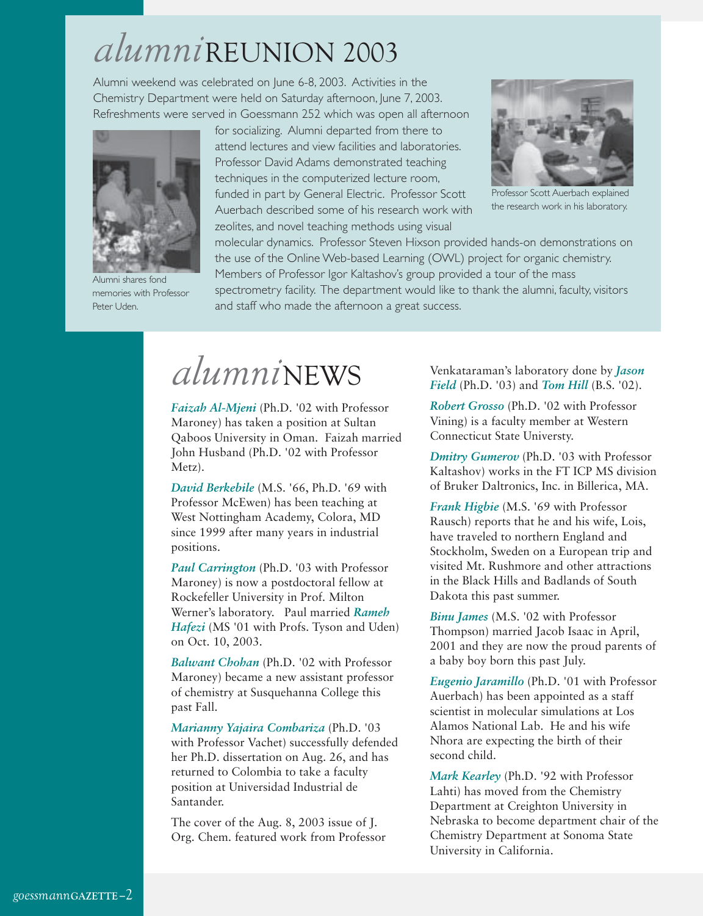# *alumni* REUNION 2003

Alumni weekend was celebrated on June 6-8, 2003. Activities in the Chemistry Department were held on Saturday afternoon, June 7, 2003. Refreshments were served in Goessmann 252 which was open all afternoon for socializing. Alumni departed from there to attend lectures and view facilities and laboratories. Professor David Adams demonstrated teaching techniques in the computerized lecture room, funded in part by General Electric. Professor Scott Auerbach described some of his research work with zeolites, and novel teaching methods using visual molecular dynamics. Professor Steven Hixson provided hands-on demonstrations on the use of the Online Web-based Learning (OWL) project for organic chemistry. Members of Professor Igor Kaltashov's group provided a tour of the mass spectrometry facility. The department would like to thank the alumni, faculty, visitors and staff who made the afternoon a great success.

Alumni shares fond memories with Professor Peter Uden.

Professor Scott Auerbach explained the research work in his laboratory.

# *alumni* NEWS

***Faizah Al-Mjeni*** (Ph.D. '02 with Professor Maroney) has taken a position at Sultan Qaboos University in Oman. Faizah married John Husband (Ph.D. '02 with Professor Metz).

***David Berkebile*** (M.S. '66, Ph.D. '69 with Professor McEwen) has been teaching at West Nottingham Academy, Colora, MD since 1999 after many years in industrial positions.

***Paul Carrington*** (Ph.D. '03 with Professor Maroney) is now a postdoctoral fellow at Rockefeller University in Prof. Milton Werner's laboratory. Paul married ***Rameh Hafezi*** (MS '01 with Profs. Tyson and Uden) on Oct. 10, 2003.

***Balwant Chohan*** (Ph.D. '02 with Professor Maroney) became a new assistant professor of chemistry at Susquehanna College this past Fall.

***Marianny Yajaira Combariza*** (Ph.D. '03 with Professor Vachet) successfully defended her Ph.D. dissertation on Aug. 26, and has returned to Colombia to take a faculty position at Universidad Industrial de Santander.

The cover of the Aug. 8, 2003 issue of J. Org. Chem. featured work from Professor Venkataraman's laboratory done by ***Jason Field*** (Ph.D. '03) and ***Tom Hill*** (B.S. '02).

***Robert Grosso*** (Ph.D. '02 with Professor Vining) is a faculty member at Western Connecticut State Universty.

***Dmitry Gumerov*** (Ph.D. '03 with Professor Kaltashov) works in the FT ICP MS division of Bruker Daltronics, Inc. in Billerica, MA.

***Frank Higbie*** (M.S. '69 with Professor Rausch) reports that he and his wife, Lois, have traveled to northern England and Stockholm, Sweden on a European trip and visited Mt. Rushmore and other attractions in the Black Hills and Badlands of South Dakota this past summer.

***Binu James*** (M.S. '02 with Professor Thompson) married Jacob Isaac in April, 2001 and they are now the proud parents of a baby boy born this past July.

***Eugenio Jaramillo*** (Ph.D. '01 with Professor Auerbach) has been appointed as a staff scientist in molecular simulations at Los Alamos National Lab. He and his wife Nhora are expecting the birth of their second child.

***Mark Kearley*** (Ph.D. '92 with Professor Lahti) has moved from the Chemistry Department at Creighton University in Nebraska to become department chair of the Chemistry Department at Sonoma State University in California.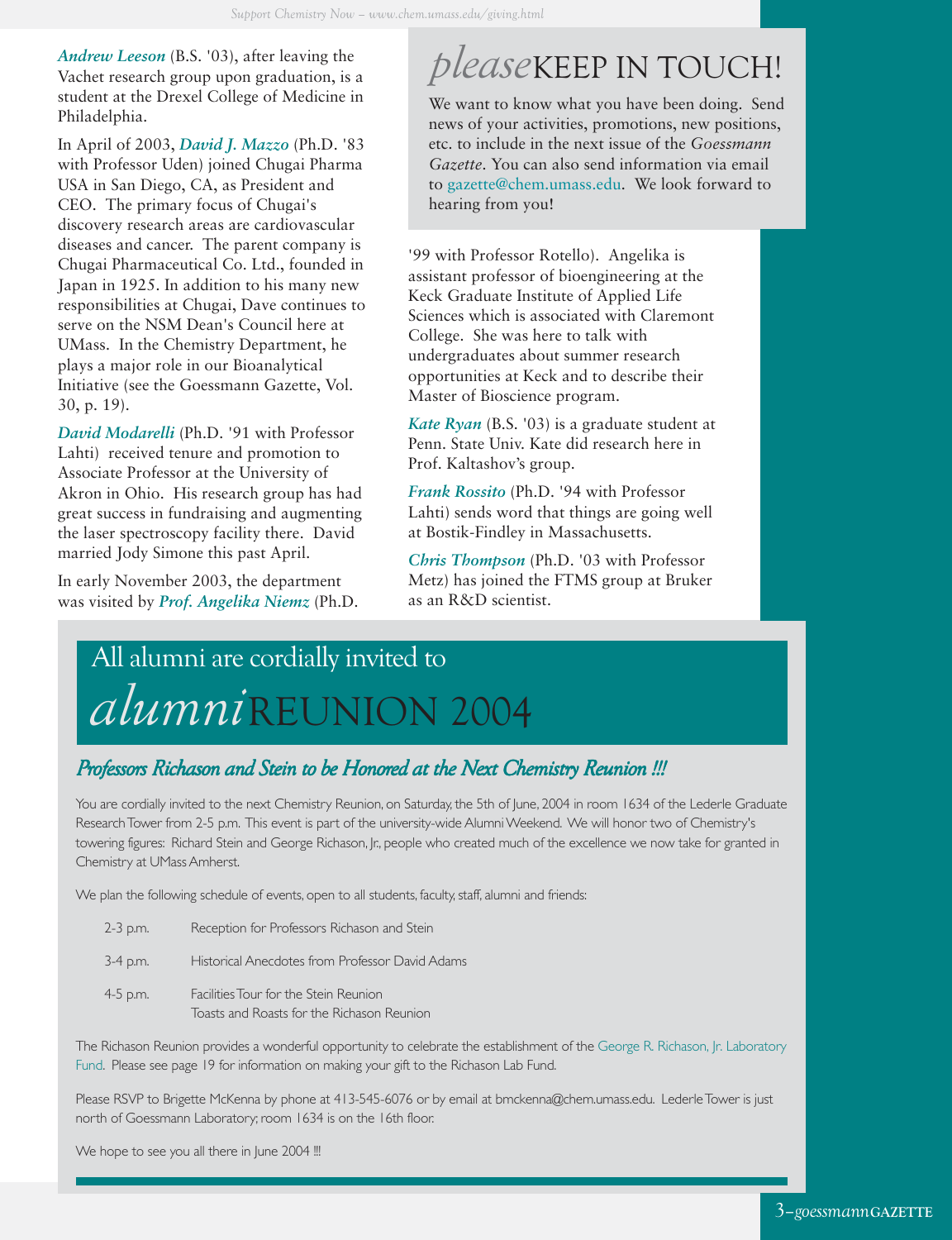***Andrew Leeson*** (B.S. '03), after leaving the Vachet research group upon graduation, is a student at the Drexel College of Medicine in Philadelphia.

In April of 2003, ***David J. Mazzo*** (Ph.D. '83 with Professor Uden) joined Chugai Pharma USA in San Diego, CA, as President and CEO. The primary focus of Chugai's discovery research areas are cardiovascular diseases and cancer. The parent company is Chugai Pharmaceutical Co. Ltd., founded in Japan in 1925. In addition to his many new responsibilities at Chugai, Dave continues to serve on the NSM Dean's Council here at UMass. In the Chemistry Department, he plays a major role in our Bioanalytical Initiative (see the Goessmann Gazette, Vol. 30, p. 19).

***David Modarelli*** (Ph.D. '91 with Professor Lahti) received tenure and promotion to Associate Professor at the University of Akron in Ohio. His research group has had great success in fundraising and augmenting the laser spectroscopy facility there. David married Jody Simone this past April.

In early November 2003, the department was visited by ***Prof. Angelika Niemz*** (Ph.D. '99 with Professor Rotello). Angelika is assistant professor of bioengineering at the Keck Graduate Institute of Applied Life Sciences which is associated with Claremont College. She was here to talk with undergraduates about summer research opportunities at Keck and to describe their Master of Bioscience program.

***Kate Ryan*** (B.S. '03) is a graduate student at Penn. State Univ. Kate did research here in Prof. Kaltashov's group.

***Frank Rossito*** (Ph.D. '94 with Professor Lahti) sends word that things are going well at Bostik-Findley in Massachusetts.

***Chris Thompson*** (Ph.D. '03 with Professor Metz) has joined the FTMS group at Bruker as an R&D scientist.

## *please* KEEP IN TOUCH!

We want to know what you have been doing. Send news of your activities, promotions, new positions, etc. to include in the next issue of the *Goessmann Gazette*. You can also send information via email to gazette@chem.umass.edu. We look forward to hearing from you!

## All alumni are cordially invited to *alumni* REUNION 2004

### *Professors Richason and Stein to be Honored at the Next Chemistry Reunion !!!*

You are cordially invited to the next Chemistry Reunion, on Saturday, the 5th of June, 2004 in room 1634 of the Lederle Graduate Research Tower from 2-5 p.m. This event is part of the university-wide Alumni Weekend. We will honor two of Chemistry's towering figures: Richard Stein and George Richason, Jr., people who created much of the excellence we now take for granted in Chemistry at UMass Amherst.

We plan the following schedule of events, open to all students, faculty, staff, alumni and friends:

| | |
|---|---|
| 2-3 p.m. | Reception for Professors Richason and Stein |
| 3-4 p.m. | Historical Anecdotes from Professor David Adams |
| 4-5 p.m. | Facilities Tour for the Stein Reunion<br>Toasts and Roasts for the Richason Reunion |

The Richason Reunion provides a wonderful opportunity to celebrate the establishment of the George R. Richason, Jr. Laboratory Fund. Please see page 19 for information on making your gift to the Richason Lab Fund.

Please RSVP to Brigette McKenna by phone at 413-545-6076 or by email at bmckenna@chem.umass.edu. Lederle Tower is just north of Goessmann Laboratory; room 1634 is on the 16th floor.

We hope to see you all there in June 2004 !!!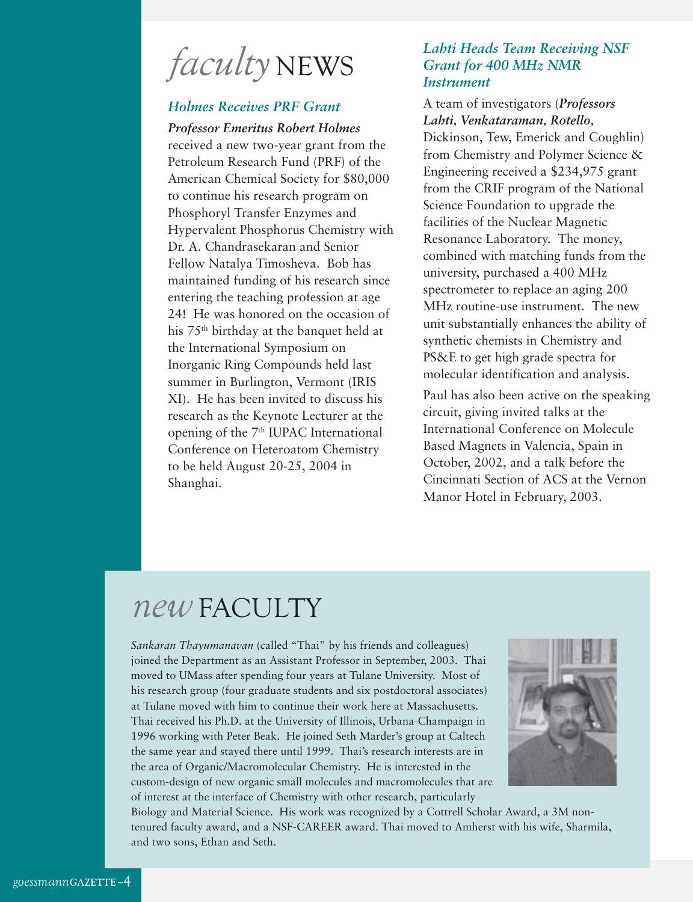# *faculty* NEWS

### *Holmes Receives PRF Grant*

***Professor Emeritus Robert Holmes*** received a new two-year grant from the Petroleum Research Fund (PRF) of the American Chemical Society for $80,000 to continue his research program on Phosphoryl Transfer Enzymes and Hypervalent Phosphorus Chemistry with Dr. A. Chandrasekaran and Senior Fellow Natalya Timosheva. Bob has maintained funding of his research since entering the teaching profession at age 24! He was honored on the occasion of his 75th birthday at the banquet held at the International Symposium on Inorganic Ring Compounds held last summer in Burlington, Vermont (IRIS XI). He has been invited to discuss his research as the Keynote Lecturer at the opening of the 7th IUPAC International Conference on Heteroatom Chemistry to be held August 20-25, 2004 in Shanghai.

### *Lahti Heads Team Receiving NSF Grant for 400 MHz NMR Instrument*

A team of investigators (***Professors Lahti, Venkataraman, Rotello,*** Dickinson, Tew, Emerick and Coughlin) from Chemistry and Polymer Science & Engineering received a $234,975 grant from the CRIF program of the National Science Foundation to upgrade the facilities of the Nuclear Magnetic Resonance Laboratory. The money, combined with matching funds from the university, purchased a 400 MHz spectrometer to replace an aging 200 MHz routine-use instrument. The new unit substantially enhances the ability of synthetic chemists in Chemistry and PS&E to get high grade spectra for molecular identification and analysis.

Paul has also been active on the speaking circuit, giving invited talks at the International Conference on Molecule Based Magnets in Valencia, Spain in October, 2002, and a talk before the Cincinnati Section of ACS at the Vernon Manor Hotel in February, 2003.

## *new* FACULTY

*Sankaran Thayumanavan* (called "Thai" by his friends and colleagues) joined the Department as an Assistant Professor in September, 2003. Thai moved to UMass after spending four years at Tulane University. Most of his research group (four graduate students and six postdoctoral associates) at Tulane moved with him to continue their work here at Massachusetts. Thai received his Ph.D. at the University of Illinois, Urbana-Champaign in 1996 working with Peter Beak. He joined Seth Marder's group at Caltech the same year and stayed there until 1999. Thai's research interests are in the area of Organic/Macromolecular Chemistry. He is interested in the custom-design of new organic small molecules and macromolecules that are of interest at the interface of Chemistry with other research, particularly Biology and Material Science. His work was recognized by a Cottrell Scholar Award, a 3M non-tenured faculty award, and a NSF-CAREER award. Thai moved to Amherst with his wife, Sharmila, and two sons, Ethan and Seth.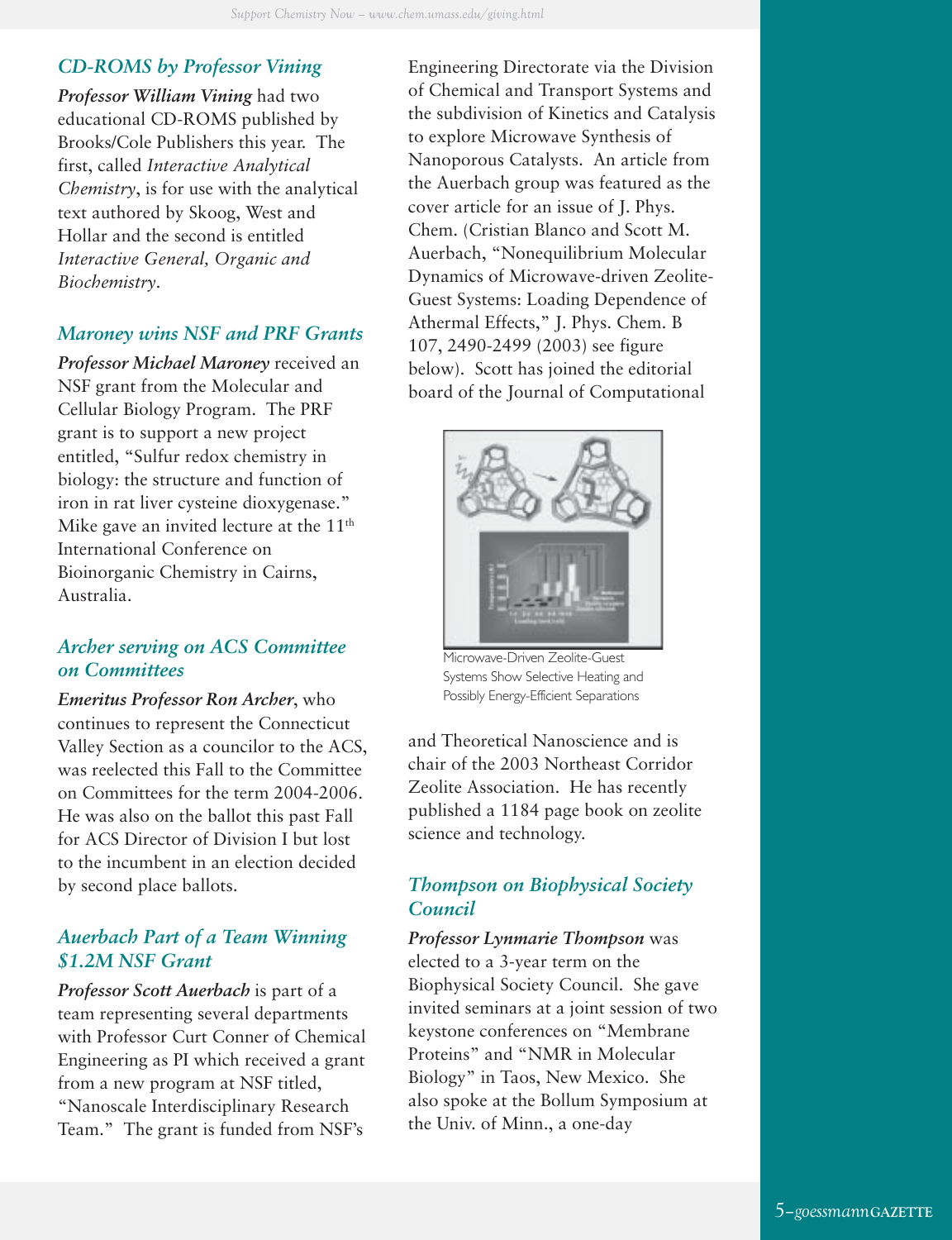## *CD-ROMS by Professor Vining*

***Professor William Vining*** had two educational CD-ROMS published by Brooks/Cole Publishers this year. The first, called *Interactive Analytical Chemistry*, is for use with the analytical text authored by Skoog, West and Hollar and the second is entitled *Interactive General, Organic and Biochemistry*.

## *Maroney wins NSF and PRF Grants*

***Professor Michael Maroney*** received an NSF grant from the Molecular and Cellular Biology Program. The PRF grant is to support a new project entitled, "Sulfur redox chemistry in biology: the structure and function of iron in rat liver cysteine dioxygenase." Mike gave an invited lecture at the 11th International Conference on Bioinorganic Chemistry in Cairns, Australia.

## *Archer serving on ACS Committee on Committees*

***Emeritus Professor Ron Archer***, who continues to represent the Connecticut Valley Section as a councilor to the ACS, was reelected this Fall to the Committee on Committees for the term 2004-2006. He was also on the ballot this past Fall for ACS Director of Division I but lost to the incumbent in an election decided by second place ballots.

## *Auerbach Part of a Team Winning $1.2M NSF Grant*

***Professor Scott Auerbach*** is part of a team representing several departments with Professor Curt Conner of Chemical Engineering as PI which received a grant from a new program at NSF titled, "Nanoscale Interdisciplinary Research Team." The grant is funded from NSF's Engineering Directorate via the Division of Chemical and Transport Systems and the subdivision of Kinetics and Catalysis to explore Microwave Synthesis of Nanoporous Catalysts. An article from the Auerbach group was featured as the cover article for an issue of J. Phys. Chem. (Cristian Blanco and Scott M. Auerbach, "Nonequilibrium Molecular Dynamics of Microwave-driven Zeolite-Guest Systems: Loading Dependence of Athermal Effects," J. Phys. Chem. B 107, 2490-2499 (2003) see figure below). Scott has joined the editorial board of the Journal of Computational and Theoretical Nanoscience and is chair of the 2003 Northeast Corridor Zeolite Association. He has recently published a 1184 page book on zeolite science and technology.

Microwave-Driven Zeolite-Guest Systems Show Selective Heating and Possibly Energy-Efficient Separations

## *Thompson on Biophysical Society Council*

***Professor Lynmarie Thompson*** was elected to a 3-year term on the Biophysical Society Council. She gave invited seminars at a joint session of two keystone conferences on "Membrane Proteins" and "NMR in Molecular Biology" in Taos, New Mexico. She also spoke at the Bollum Symposium at the Univ. of Minn., a one-day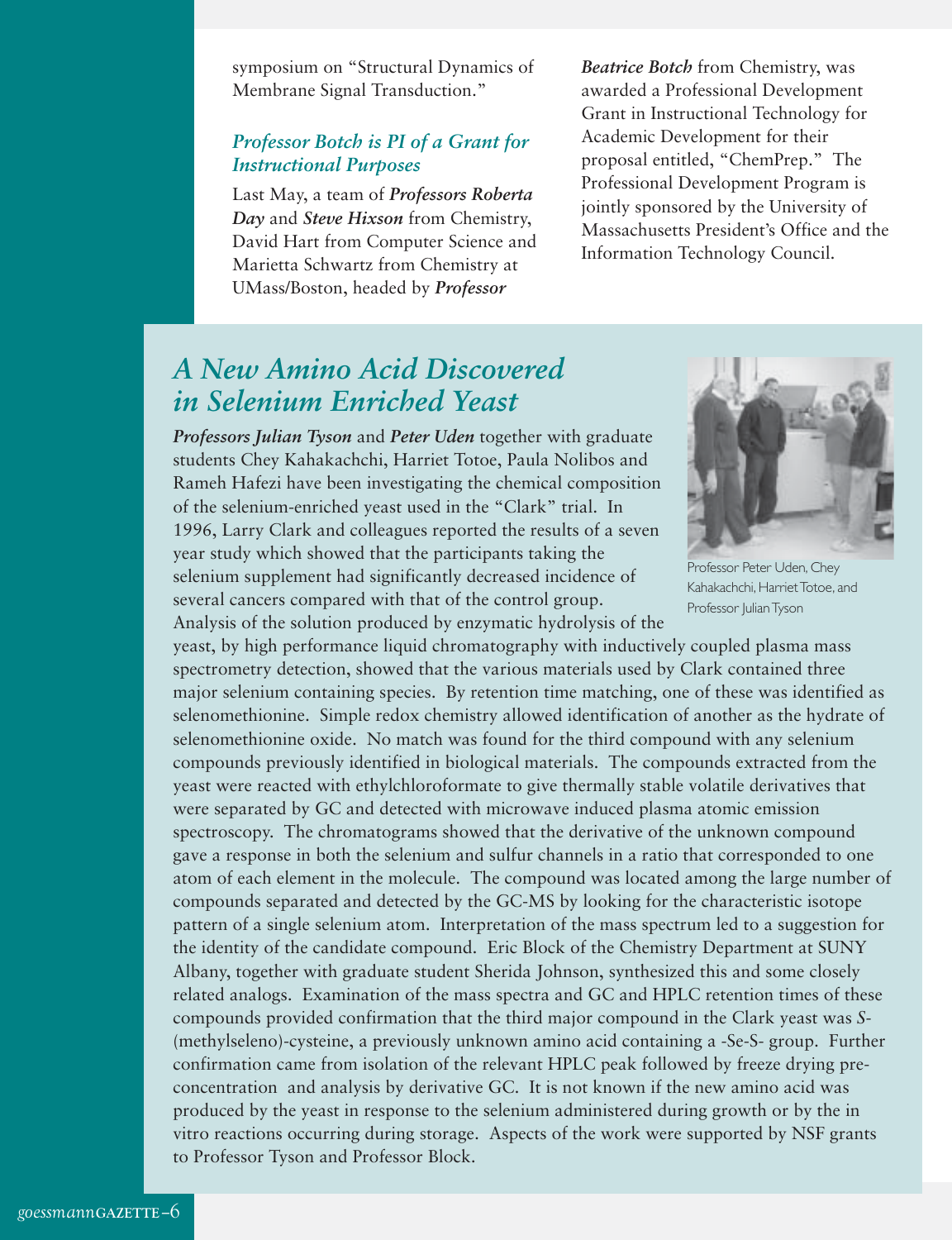symposium on "Structural Dynamics of Membrane Signal Transduction."

### *Professor Botch is PI of a Grant for Instructional Purposes*

Last May, a team of ***Professors Roberta Day*** and ***Steve Hixson*** from Chemistry, David Hart from Computer Science and Marietta Schwartz from Chemistry at UMass/Boston, headed by ***Professor Beatrice Botch*** from Chemistry, was awarded a Professional Development Grant in Instructional Technology for Academic Development for their proposal entitled, "ChemPrep." The Professional Development Program is jointly sponsored by the University of Massachusetts President's Office and the Information Technology Council.

## *A New Amino Acid Discovered in Selenium Enriched Yeast*

***Professors Julian Tyson*** and ***Peter Uden*** together with graduate students Chey Kahakachchi, Harriet Totoe, Paula Nolibos and Rameh Hafezi have been investigating the chemical composition of the selenium-enriched yeast used in the "Clark" trial. In 1996, Larry Clark and colleagues reported the results of a seven year study which showed that the participants taking the selenium supplement had significantly decreased incidence of several cancers compared with that of the control group. Analysis of the solution produced by enzymatic hydrolysis of the yeast, by high performance liquid chromatography with inductively coupled plasma mass spectrometry detection, showed that the various materials used by Clark contained three major selenium containing species. By retention time matching, one of these was identified as selenomethionine. Simple redox chemistry allowed identification of another as the hydrate of selenomethionine oxide. No match was found for the third compound with any selenium compounds previously identified in biological materials. The compounds extracted from the yeast were reacted with ethylchloroformate to give thermally stable volatile derivatives that were separated by GC and detected with microwave induced plasma atomic emission spectroscopy. The chromatograms showed that the derivative of the unknown compound gave a response in both the selenium and sulfur channels in a ratio that corresponded to one atom of each element in the molecule. The compound was located among the large number of compounds separated and detected by the GC-MS by looking for the characteristic isotope pattern of a single selenium atom. Interpretation of the mass spectrum led to a suggestion for the identity of the candidate compound. Eric Block of the Chemistry Department at SUNY Albany, together with graduate student Sherida Johnson, synthesized this and some closely related analogs. Examination of the mass spectra and GC and HPLC retention times of these compounds provided confirmation that the third major compound in the Clark yeast was *S*-(methylseleno)-cysteine, a previously unknown amino acid containing a -Se-S- group. Further confirmation came from isolation of the relevant HPLC peak followed by freeze drying pre-concentration and analysis by derivative GC. It is not known if the new amino acid was produced by the yeast in response to the selenium administered during growth or by the in vitro reactions occurring during storage. Aspects of the work were supported by NSF grants to Professor Tyson and Professor Block.

Professor Peter Uden, Chey Kahakachchi, Harriet Totoe, and Professor Julian Tyson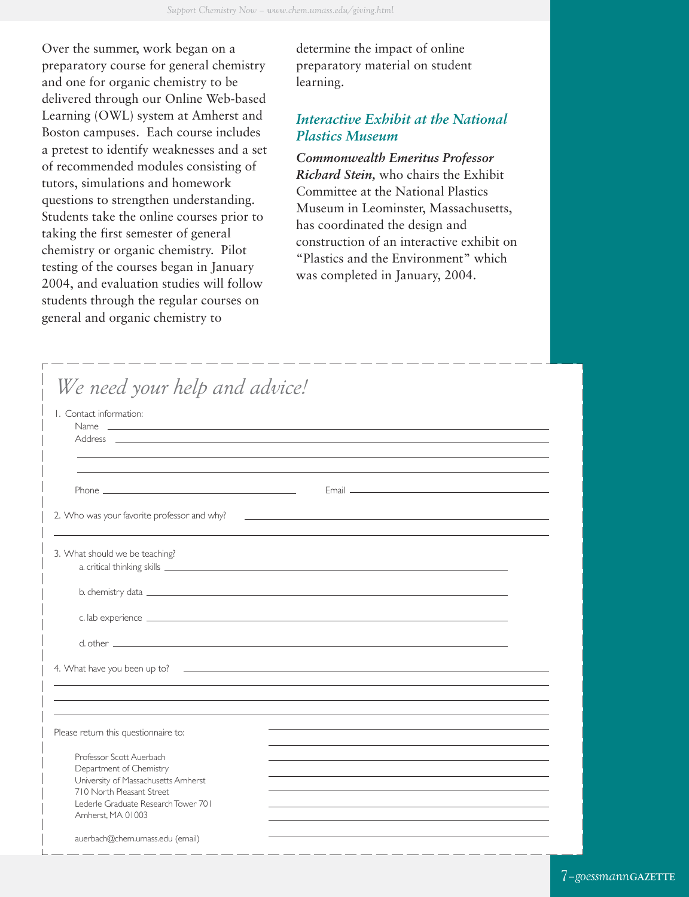Over the summer, work began on a preparatory course for general chemistry and one for organic chemistry to be delivered through our Online Web-based Learning (OWL) system at Amherst and Boston campuses. Each course includes a pretest to identify weaknesses and a set of recommended modules consisting of tutors, simulations and homework questions to strengthen understanding. Students take the online courses prior to taking the first semester of general chemistry or organic chemistry. Pilot testing of the courses began in January 2004, and evaluation studies will follow students through the regular courses on general and organic chemistry to determine the impact of online preparatory material on student learning.

### *Interactive Exhibit at the National Plastics Museum*

***Commonwealth Emeritus Professor Richard Stein,*** who chairs the Exhibit Committee at the National Plastics Museum in Leominster, Massachusetts, has coordinated the design and construction of an interactive exhibit on "Plastics and the Environment" which was completed in January, 2004.

---

## *We need your help and advice!*

1. Contact information:
   - Name ______________________________
   - Address ______________________________
   - ______________________________
   - ______________________________
   - Phone ____________________ Email ____________________

2. Who was your favorite professor and why? ______________________________

   ______________________________

3. What should we be teaching?
   - a. critical thinking skills ______________________________
   - b. chemistry data ______________________________
   - c. lab experience ______________________________
   - d. other ______________________________

4. What have you been up to? ______________________________

   ______________________________

   ______________________________

   ______________________________

Please return this questionnaire to:

Professor Scott Auerbach
Department of Chemistry
University of Massachusetts Amherst
710 North Pleasant Street
Lederle Graduate Research Tower 701
Amherst, MA 01003

auerbach@chem.umass.edu (email)

---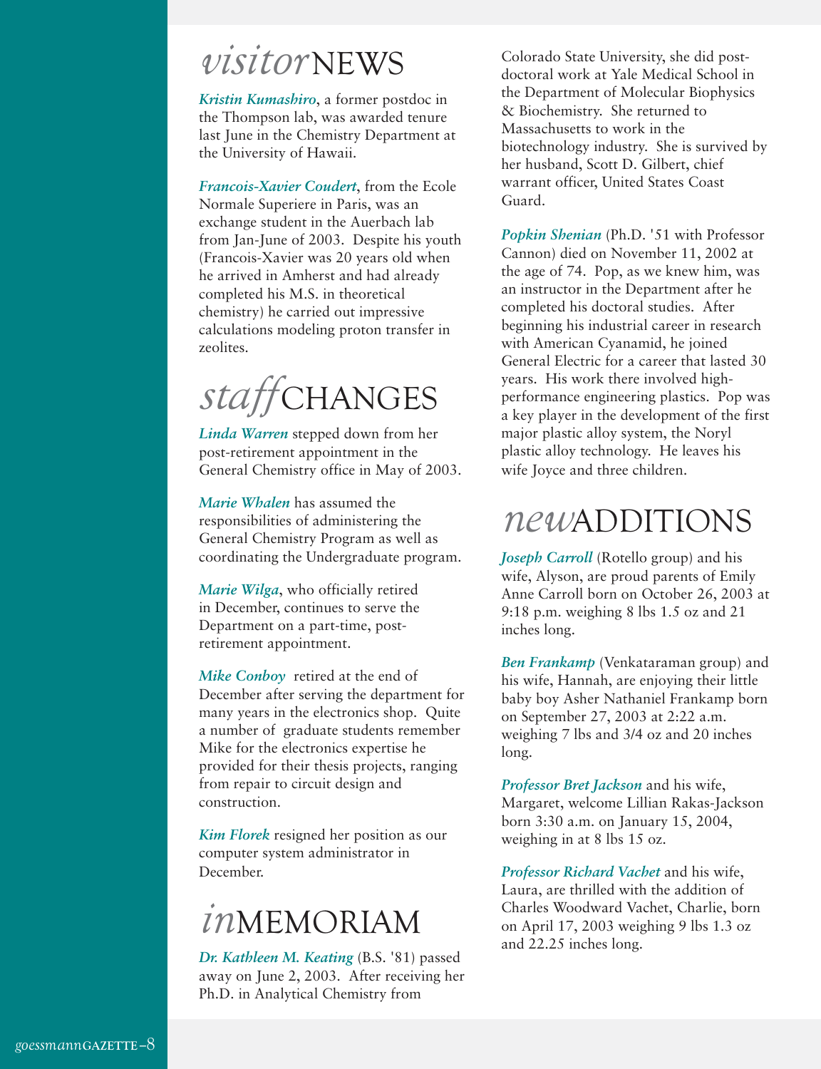# *visitor*NEWS

***Kristin Kumashiro***, a former postdoc in the Thompson lab, was awarded tenure last June in the Chemistry Department at the University of Hawaii.

***Francois-Xavier Coudert***, from the Ecole Normale Superiere in Paris, was an exchange student in the Auerbach lab from Jan-June of 2003. Despite his youth (Francois-Xavier was 20 years old when he arrived in Amherst and had already completed his M.S. in theoretical chemistry) he carried out impressive calculations modeling proton transfer in zeolites.

# *staff*CHANGES

***Linda Warren*** stepped down from her post-retirement appointment in the General Chemistry office in May of 2003.

***Marie Whalen*** has assumed the responsibilities of administering the General Chemistry Program as well as coordinating the Undergraduate program.

***Marie Wilga***, who officially retired in December, continues to serve the Department on a part-time, post-retirement appointment.

***Mike Conboy*** retired at the end of December after serving the department for many years in the electronics shop. Quite a number of graduate students remember Mike for the electronics expertise he provided for their thesis projects, ranging from repair to circuit design and construction.

***Kim Florek*** resigned her position as our computer system administrator in December.

# *in*MEMORIAM

***Dr. Kathleen M. Keating*** (B.S. '81) passed away on June 2, 2003. After receiving her Ph.D. in Analytical Chemistry from Colorado State University, she did post-doctoral work at Yale Medical School in the Department of Molecular Biophysics & Biochemistry. She returned to Massachusetts to work in the biotechnology industry. She is survived by her husband, Scott D. Gilbert, chief warrant officer, United States Coast Guard.

***Popkin Shenian*** (Ph.D. '51 with Professor Cannon) died on November 11, 2002 at the age of 74. Pop, as we knew him, was an instructor in the Department after he completed his doctoral studies. After beginning his industrial career in research with American Cyanamid, he joined General Electric for a career that lasted 30 years. His work there involved high-performance engineering plastics. Pop was a key player in the development of the first major plastic alloy system, the Noryl plastic alloy technology. He leaves his wife Joyce and three children.

# *new*ADDITIONS

***Joseph Carroll*** (Rotello group) and his wife, Alyson, are proud parents of Emily Anne Carroll born on October 26, 2003 at 9:18 p.m. weighing 8 lbs 1.5 oz and 21 inches long.

***Ben Frankamp*** (Venkataraman group) and his wife, Hannah, are enjoying their little baby boy Asher Nathaniel Frankamp born on September 27, 2003 at 2:22 a.m. weighing 7 lbs and 3/4 oz and 20 inches long.

***Professor Bret Jackson*** and his wife, Margaret, welcome Lillian Rakas-Jackson born 3:30 a.m. on January 15, 2004, weighing in at 8 lbs 15 oz.

***Professor Richard Vachet*** and his wife, Laura, are thrilled with the addition of Charles Woodward Vachet, Charlie, born on April 17, 2003 weighing 9 lbs 1.3 oz and 22.25 inches long.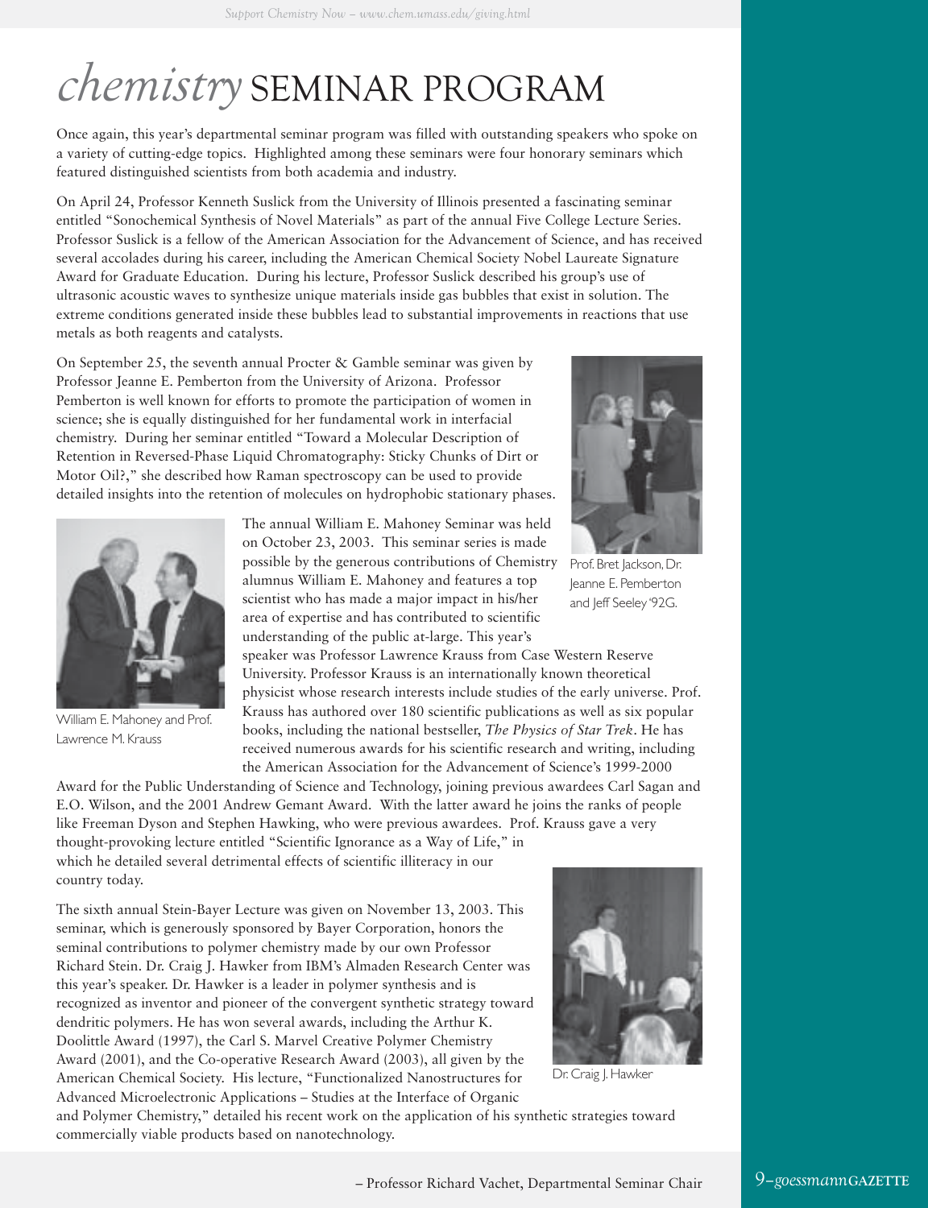# *chemistry* SEMINAR PROGRAM

Once again, this year's departmental seminar program was filled with outstanding speakers who spoke on a variety of cutting-edge topics. Highlighted among these seminars were four honorary seminars which featured distinguished scientists from both academia and industry.

On April 24, Professor Kenneth Suslick from the University of Illinois presented a fascinating seminar entitled "Sonochemical Synthesis of Novel Materials" as part of the annual Five College Lecture Series. Professor Suslick is a fellow of the American Association for the Advancement of Science, and has received several accolades during his career, including the American Chemical Society Nobel Laureate Signature Award for Graduate Education. During his lecture, Professor Suslick described his group's use of ultrasonic acoustic waves to synthesize unique materials inside gas bubbles that exist in solution. The extreme conditions generated inside these bubbles lead to substantial improvements in reactions that use metals as both reagents and catalysts.

On September 25, the seventh annual Procter & Gamble seminar was given by Professor Jeanne E. Pemberton from the University of Arizona. Professor Pemberton is well known for efforts to promote the participation of women in science; she is equally distinguished for her fundamental work in interfacial chemistry. During her seminar entitled "Toward a Molecular Description of Retention in Reversed-Phase Liquid Chromatography: Sticky Chunks of Dirt or Motor Oil?," she described how Raman spectroscopy can be used to provide detailed insights into the retention of molecules on hydrophobic stationary phases.

Prof. Bret Jackson, Dr. Jeanne E. Pemberton and Jeff Seeley '92G.

The annual William E. Mahoney Seminar was held on October 23, 2003. This seminar series is made possible by the generous contributions of Chemistry alumnus William E. Mahoney and features a top scientist who has made a major impact in his/her area of expertise and has contributed to scientific understanding of the public at-large. This year's speaker was Professor Lawrence Krauss from Case Western Reserve University. Professor Krauss is an internationally known theoretical physicist whose research interests include studies of the early universe. Prof. Krauss has authored over 180 scientific publications as well as six popular books, including the national bestseller, *The Physics of Star Trek*. He has received numerous awards for his scientific research and writing, including the American Association for the Advancement of Science's 1999-2000 Award for the Public Understanding of Science and Technology, joining previous awardees Carl Sagan and E.O. Wilson, and the 2001 Andrew Gemant Award. With the latter award he joins the ranks of people like Freeman Dyson and Stephen Hawking, who were previous awardees. Prof. Krauss gave a very thought-provoking lecture entitled "Scientific Ignorance as a Way of Life," in which he detailed several detrimental effects of scientific illiteracy in our country today.

William E. Mahoney and Prof. Lawrence M. Krauss

The sixth annual Stein-Bayer Lecture was given on November 13, 2003. This seminar, which is generously sponsored by Bayer Corporation, honors the seminal contributions to polymer chemistry made by our own Professor Richard Stein. Dr. Craig J. Hawker from IBM's Almaden Research Center was this year's speaker. Dr. Hawker is a leader in polymer synthesis and is recognized as inventor and pioneer of the convergent synthetic strategy toward dendritic polymers. He has won several awards, including the Arthur K. Doolittle Award (1997), the Carl S. Marvel Creative Polymer Chemistry Award (2001), and the Co-operative Research Award (2003), all given by the American Chemical Society. His lecture, "Functionalized Nanostructures for Advanced Microelectronic Applications – Studies at the Interface of Organic and Polymer Chemistry," detailed his recent work on the application of his synthetic strategies toward commercially viable products based on nanotechnology.

Dr. Craig J. Hawker

– Professor Richard Vachet, Departmental Seminar Chair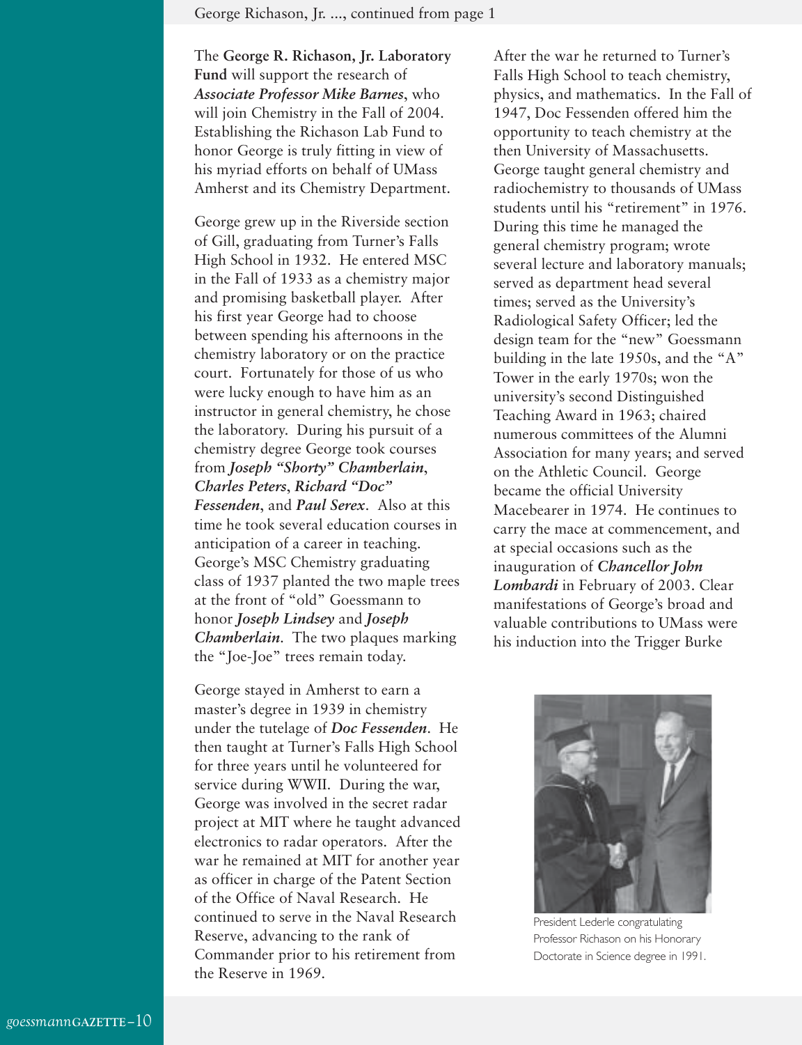George Richason, Jr. ..., continued from page 1

The **George R. Richason, Jr. Laboratory Fund** will support the research of ***Associate Professor Mike Barnes***, who will join Chemistry in the Fall of 2004. Establishing the Richason Lab Fund to honor George is truly fitting in view of his myriad efforts on behalf of UMass Amherst and its Chemistry Department.

George grew up in the Riverside section of Gill, graduating from Turner's Falls High School in 1932. He entered MSC in the Fall of 1933 as a chemistry major and promising basketball player. After his first year George had to choose between spending his afternoons in the chemistry laboratory or on the practice court. Fortunately for those of us who were lucky enough to have him as an instructor in general chemistry, he chose the laboratory. During his pursuit of a chemistry degree George took courses from ***Joseph "Shorty" Chamberlain***, ***Charles Peters***, ***Richard "Doc" Fessenden***, and ***Paul Serex***. Also at this time he took several education courses in anticipation of a career in teaching. George's MSC Chemistry graduating class of 1937 planted the two maple trees at the front of "old" Goessmann to honor ***Joseph Lindsey*** and ***Joseph Chamberlain***. The two plaques marking the "Joe-Joe" trees remain today.

George stayed in Amherst to earn a master's degree in 1939 in chemistry under the tutelage of ***Doc Fessenden***. He then taught at Turner's Falls High School for three years until he volunteered for service during WWII. During the war, George was involved in the secret radar project at MIT where he taught advanced electronics to radar operators. After the war he remained at MIT for another year as officer in charge of the Patent Section of the Office of Naval Research. He continued to serve in the Naval Research Reserve, advancing to the rank of Commander prior to his retirement from the Reserve in 1969.

After the war he returned to Turner's Falls High School to teach chemistry, physics, and mathematics. In the Fall of 1947, Doc Fessenden offered him the opportunity to teach chemistry at the then University of Massachusetts. George taught general chemistry and radiochemistry to thousands of UMass students until his "retirement" in 1976. During this time he managed the general chemistry program; wrote several lecture and laboratory manuals; served as department head several times; served as the University's Radiological Safety Officer; led the design team for the "new" Goessmann building in the late 1950s, and the "A" Tower in the early 1970s; won the university's second Distinguished Teaching Award in 1963; chaired numerous committees of the Alumni Association for many years; and served on the Athletic Council. George became the official University Macebearer in 1974. He continues to carry the mace at commencement, and at special occasions such as the inauguration of ***Chancellor John Lombardi*** in February of 2003. Clear manifestations of George's broad and valuable contributions to UMass were his induction into the Trigger Burke

President Lederle congratulating Professor Richason on his Honorary Doctorate in Science degree in 1991.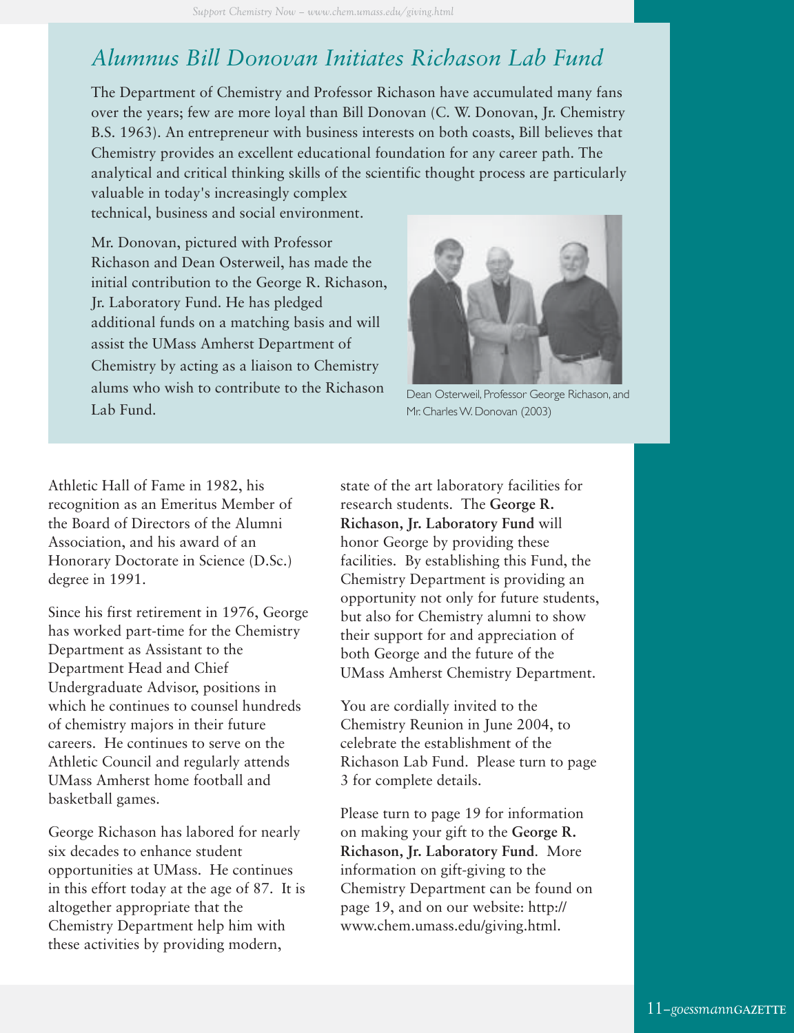## *Alumnus Bill Donovan Initiates Richason Lab Fund*

The Department of Chemistry and Professor Richason have accumulated many fans over the years; few are more loyal than Bill Donovan (C. W. Donovan, Jr. Chemistry B.S. 1963). An entrepreneur with business interests on both coasts, Bill believes that Chemistry provides an excellent educational foundation for any career path. The analytical and critical thinking skills of the scientific thought process are particularly valuable in today's increasingly complex technical, business and social environment.

Mr. Donovan, pictured with Professor Richason and Dean Osterweil, has made the initial contribution to the George R. Richason, Jr. Laboratory Fund. He has pledged additional funds on a matching basis and will assist the UMass Amherst Department of Chemistry by acting as a liaison to Chemistry alums who wish to contribute to the Richason Lab Fund.

Dean Osterweil, Professor George Richason, and Mr. Charles W. Donovan (2003)

Athletic Hall of Fame in 1982, his recognition as an Emeritus Member of the Board of Directors of the Alumni Association, and his award of an Honorary Doctorate in Science (D.Sc.) degree in 1991.

Since his first retirement in 1976, George has worked part-time for the Chemistry Department as Assistant to the Department Head and Chief Undergraduate Advisor, positions in which he continues to counsel hundreds of chemistry majors in their future careers. He continues to serve on the Athletic Council and regularly attends UMass Amherst home football and basketball games.

George Richason has labored for nearly six decades to enhance student opportunities at UMass. He continues in this effort today at the age of 87. It is altogether appropriate that the Chemistry Department help him with these activities by providing modern, state of the art laboratory facilities for research students. The **George R. Richason, Jr. Laboratory Fund** will honor George by providing these facilities. By establishing this Fund, the Chemistry Department is providing an opportunity not only for future students, but also for Chemistry alumni to show their support for and appreciation of both George and the future of the UMass Amherst Chemistry Department.

You are cordially invited to the Chemistry Reunion in June 2004, to celebrate the establishment of the Richason Lab Fund. Please turn to page 3 for complete details.

Please turn to page 19 for information on making your gift to the **George R. Richason, Jr. Laboratory Fund**. More information on gift-giving to the Chemistry Department can be found on page 19, and on our website: http://www.chem.umass.edu/giving.html.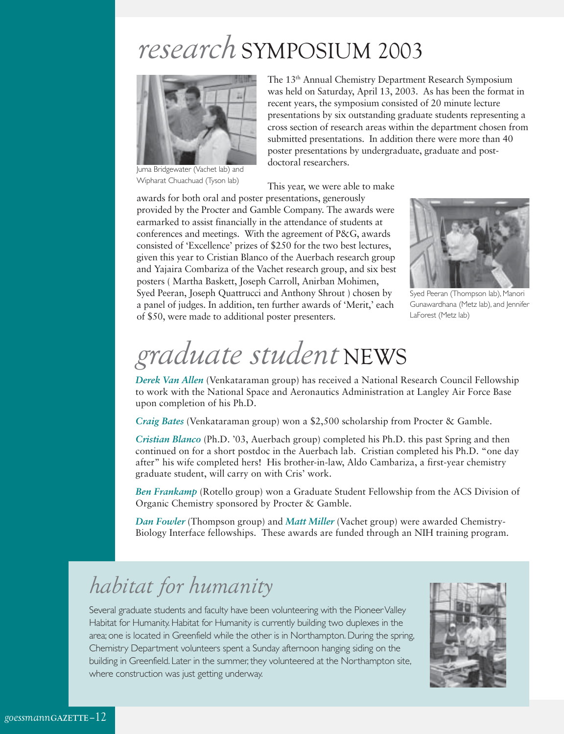# *research* SYMPOSIUM 2003

Juma Bridgewater (Vachet lab) and Wipharat Chuachuad (Tyson lab)

The 13th Annual Chemistry Department Research Symposium was held on Saturday, April 13, 2003. As has been the format in recent years, the symposium consisted of 20 minute lecture presentations by six outstanding graduate students representing a cross section of research areas within the department chosen from submitted presentations. In addition there were more than 40 poster presentations by undergraduate, graduate and post-doctoral researchers.

This year, we were able to make awards for both oral and poster presentations, generously provided by the Procter and Gamble Company. The awards were earmarked to assist financially in the attendance of students at conferences and meetings. With the agreement of P&G, awards consisted of 'Excellence' prizes of $250 for the two best lectures, given this year to Cristian Blanco of the Auerbach research group and Yajaira Combariza of the Vachet research group, and six best posters ( Martha Baskett, Joseph Carroll, Anirban Mohimen, Syed Peeran, Joseph Quattrucci and Anthony Shrout ) chosen by a panel of judges. In addition, ten further awards of 'Merit,' each of $50, were made to additional poster presenters.

Syed Peeran (Thompson lab), Manori Gunawardhana (Metz lab), and Jennifer LaForest (Metz lab)

# *graduate student* NEWS

***Derek Van Allen*** (Venkataraman group) has received a National Research Council Fellowship to work with the National Space and Aeronautics Administration at Langley Air Force Base upon completion of his Ph.D.

***Craig Bates*** (Venkataraman group) won a $2,500 scholarship from Procter & Gamble.

***Cristian Blanco*** (Ph.D. '03, Auerbach group) completed his Ph.D. this past Spring and then continued on for a short postdoc in the Auerbach lab. Cristian completed his Ph.D. "one day after" his wife completed hers! His brother-in-law, Aldo Cambariza, a first-year chemistry graduate student, will carry on with Cris' work.

***Ben Frankamp*** (Rotello group) won a Graduate Student Fellowship from the ACS Division of Organic Chemistry sponsored by Procter & Gamble.

***Dan Fowler*** (Thompson group) and ***Matt Miller*** (Vachet group) were awarded Chemistry-Biology Interface fellowships. These awards are funded through an NIH training program.

# *habitat for humanity*

Several graduate students and faculty have been volunteering with the Pioneer Valley Habitat for Humanity. Habitat for Humanity is currently building two duplexes in the area; one is located in Greenfield while the other is in Northampton. During the spring, Chemistry Department volunteers spent a Sunday afternoon hanging siding on the building in Greenfield. Later in the summer, they volunteered at the Northampton site, where construction was just getting underway.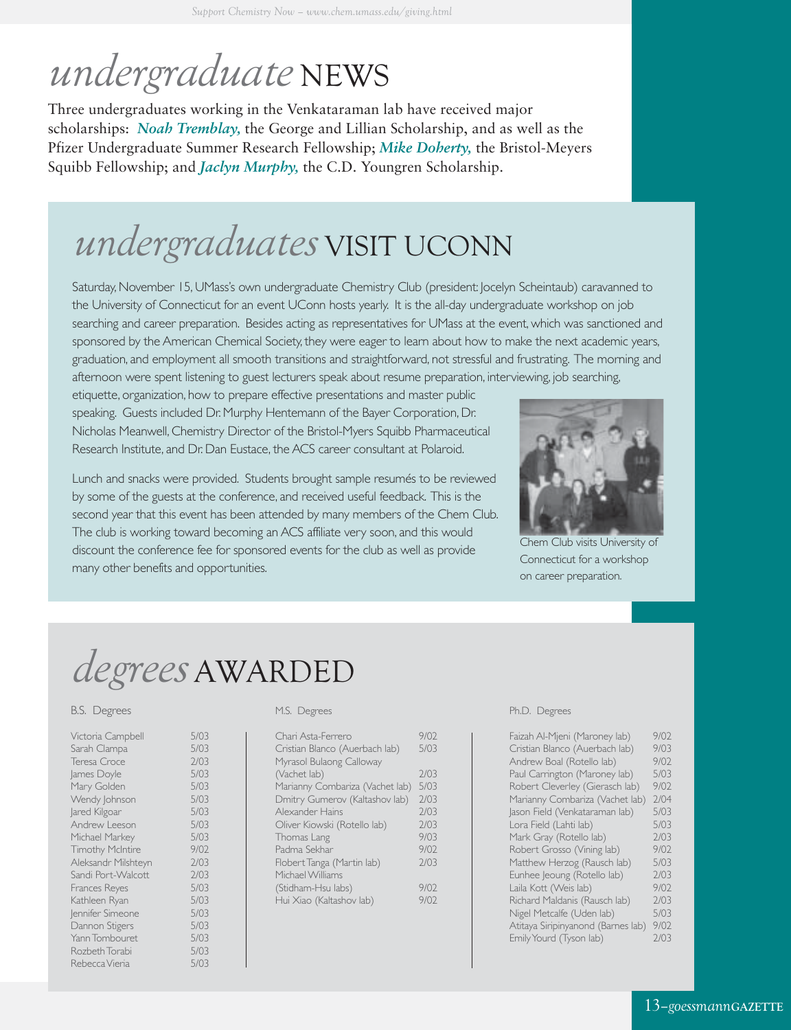# *undergraduate* NEWS

Three undergraduates working in the Venkataraman lab have received major scholarships: ***Noah Tremblay,*** the George and Lillian Scholarship, and as well as the Pfizer Undergraduate Summer Research Fellowship; ***Mike Doherty,*** the Bristol-Meyers Squibb Fellowship; and ***Jaclyn Murphy,*** the C.D. Youngren Scholarship.

# *undergraduates* VISIT UCONN

Saturday, November 15, UMass's own undergraduate Chemistry Club (president: Jocelyn Scheintaub) caravanned to the University of Connecticut for an event UConn hosts yearly. It is the all-day undergraduate workshop on job searching and career preparation. Besides acting as representatives for UMass at the event, which was sanctioned and sponsored by the American Chemical Society, they were eager to learn about how to make the next academic years, graduation, and employment all smooth transitions and straightforward, not stressful and frustrating. The morning and afternoon were spent listening to guest lecturers speak about resume preparation, interviewing, job searching, etiquette, organization, how to prepare effective presentations and master public speaking. Guests included Dr. Murphy Hentemann of the Bayer Corporation, Dr. Nicholas Meanwell, Chemistry Director of the Bristol-Myers Squibb Pharmaceutical Research Institute, and Dr. Dan Eustace, the ACS career consultant at Polaroid.

Lunch and snacks were provided. Students brought sample resumés to be reviewed by some of the guests at the conference, and received useful feedback. This is the second year that this event has been attended by many members of the Chem Club. The club is working toward becoming an ACS affiliate very soon, and this would discount the conference fee for sponsored events for the club as well as provide many other benefits and opportunities.

Chem Club visits University of Connecticut for a workshop on career preparation.

# *degrees* AWARDED

B.S. Degrees

| Name | Date |
|---|---|
| Victoria Campbell | 5/03 |
| Sarah Clampa | 5/03 |
| Teresa Croce | 2/03 |
| James Doyle | 5/03 |
| Mary Golden | 5/03 |
| Wendy Johnson | 5/03 |
| Jared Kilgoar | 5/03 |
| Andrew Leeson | 5/03 |
| Michael Markey | 5/03 |
| Timothy McIntire | 9/02 |
| Aleksandr Milshteyn | 2/03 |
| Sandi Port-Walcott | 2/03 |
| Frances Reyes | 5/03 |
| Kathleen Ryan | 5/03 |
| Jennifer Simeone | 5/03 |
| Dannon Stigers | 5/03 |
| Yann Tombouret | 5/03 |
| Rozbeth Torabi | 5/03 |
| Rebecca Vieria | 5/03 |

M.S. Degrees

| Name | Date |
|---|---|
| Chari Asta-Ferrero | 9/02 |
| Cristian Blanco (Auerbach lab) | 5/03 |
| Myrasol Bulaong Calloway (Vachet lab) | 2/03 |
| Marianny Combariza (Vachet lab) | 5/03 |
| Dmitry Gumerov (Kaltashov lab) | 2/03 |
| Alexander Hains | 2/03 |
| Oliver Kiowski (Rotello lab) | 2/03 |
| Thomas Lang | 9/03 |
| Padma Sekhar | 9/02 |
| Flobert Tanga (Martin lab) | 2/03 |
| Michael Williams (Stidham-Hsu labs) | 9/02 |
| Hui Xiao (Kaltashov lab) | 9/02 |

Ph.D. Degrees

| Name | Date |
|---|---|
| Faizah Al-Mjeni (Maroney lab) | 9/02 |
| Cristian Blanco (Auerbach lab) | 9/03 |
| Andrew Boal (Rotello lab) | 9/02 |
| Paul Carrington (Maroney lab) | 5/03 |
| Robert Cleverley (Gierasch lab) | 9/02 |
| Marianny Combariza (Vachet lab) | 2/04 |
| Jason Field (Venkataraman lab) | 5/03 |
| Lora Field (Lahti lab) | 5/03 |
| Mark Gray (Rotello lab) | 2/03 |
| Robert Grosso (Vining lab) | 9/02 |
| Matthew Herzog (Rausch lab) | 5/03 |
| Eunhee Jeoung (Rotello lab) | 2/03 |
| Laila Kott (Weis lab) | 9/02 |
| Richard Maldanis (Rausch lab) | 2/03 |
| Nigel Metcalfe (Uden lab) | 5/03 |
| Atitaya Siripinyanond (Barnes lab) | 9/02 |
| Emily Yourd (Tyson lab) | 2/03 |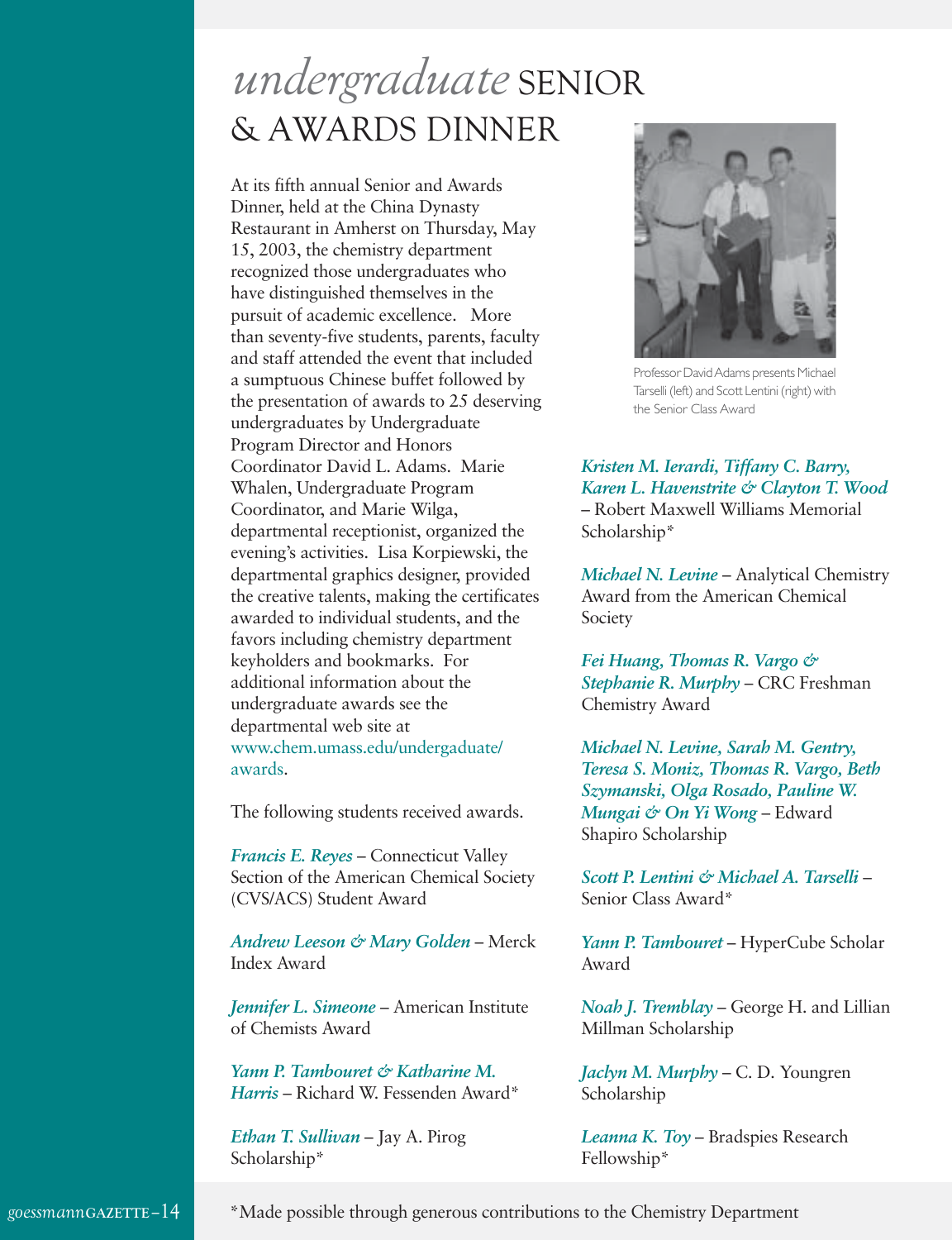# *undergraduate* SENIOR & AWARDS DINNER

At its fifth annual Senior and Awards Dinner, held at the China Dynasty Restaurant in Amherst on Thursday, May 15, 2003, the chemistry department recognized those undergraduates who have distinguished themselves in the pursuit of academic excellence. More than seventy-five students, parents, faculty and staff attended the event that included a sumptuous Chinese buffet followed by the presentation of awards to 25 deserving undergraduates by Undergraduate Program Director and Honors Coordinator David L. Adams. Marie Whalen, Undergraduate Program Coordinator, and Marie Wilga, departmental receptionist, organized the evening's activities. Lisa Korpiewski, the departmental graphics designer, provided the creative talents, making the certificates awarded to individual students, and the favors including chemistry department keyholders and bookmarks. For additional information about the undergraduate awards see the departmental web site at www.chem.umass.edu/undergaduate/awards.

The following students received awards.

*Francis E. Reyes* – Connecticut Valley Section of the American Chemical Society (CVS/ACS) Student Award

*Andrew Leeson & Mary Golden* – Merck Index Award

*Jennifer L. Simeone* – American Institute of Chemists Award

*Yann P. Tambouret & Katharine M. Harris* – Richard W. Fessenden Award*

*Ethan T. Sullivan* – Jay A. Pirog Scholarship*

Professor David Adams presents Michael Tarselli (left) and Scott Lentini (right) with the Senior Class Award

*Kristen M. Ierardi, Tiffany C. Barry, Karen L. Havenstrite & Clayton T. Wood* – Robert Maxwell Williams Memorial Scholarship*

*Michael N. Levine* – Analytical Chemistry Award from the American Chemical Society

*Fei Huang, Thomas R. Vargo & Stephanie R. Murphy* – CRC Freshman Chemistry Award

*Michael N. Levine, Sarah M. Gentry, Teresa S. Moniz, Thomas R. Vargo, Beth Szymanski, Olga Rosado, Pauline W. Mungai & On Yi Wong* – Edward Shapiro Scholarship

*Scott P. Lentini & Michael A. Tarselli* – Senior Class Award*

*Yann P. Tambouret* – HyperCube Scholar Award

*Noah J. Tremblay* – George H. and Lillian Millman Scholarship

*Jaclyn M. Murphy* – C. D. Youngren Scholarship

*Leanna K. Toy* – Bradspies Research Fellowship*

*Made possible through generous contributions to the Chemistry Department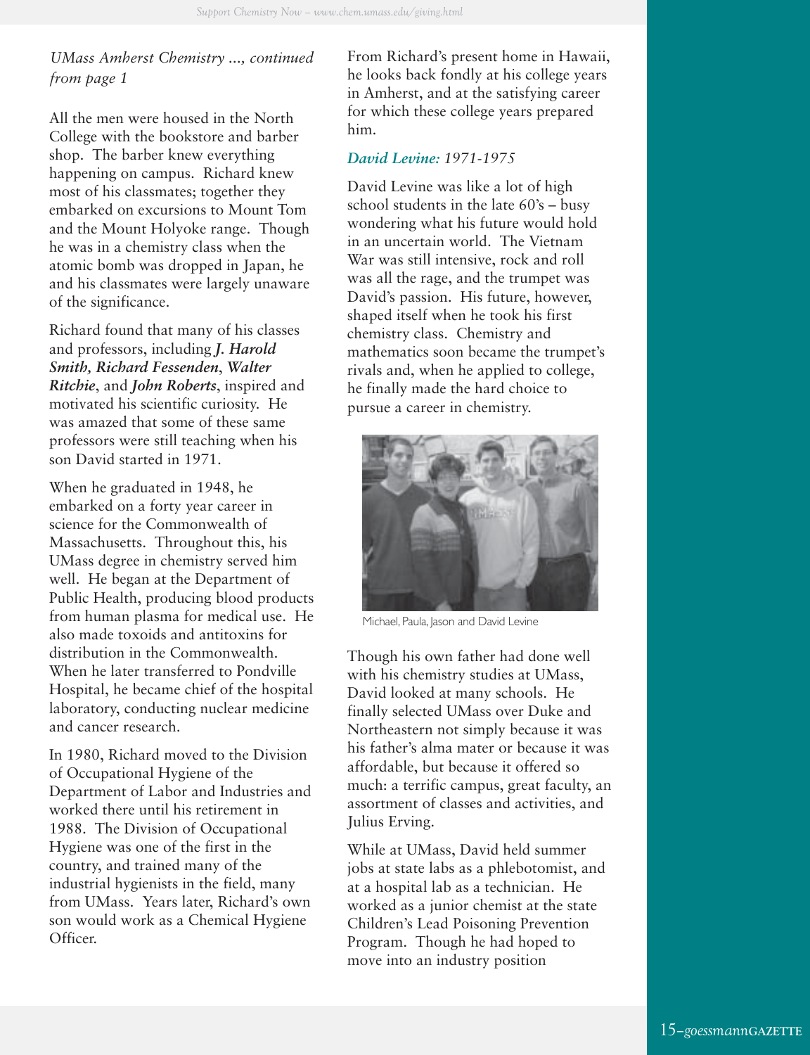*UMass Amherst Chemistry ..., continued from page 1*

All the men were housed in the North College with the bookstore and barber shop. The barber knew everything happening on campus. Richard knew most of his classmates; together they embarked on excursions to Mount Tom and the Mount Holyoke range. Though he was in a chemistry class when the atomic bomb was dropped in Japan, he and his classmates were largely unaware of the significance.

Richard found that many of his classes and professors, including ***J. Harold Smith, Richard Fessenden, Walter Ritchie***, and ***John Roberts***, inspired and motivated his scientific curiosity. He was amazed that some of these same professors were still teaching when his son David started in 1971.

When he graduated in 1948, he embarked on a forty year career in science for the Commonwealth of Massachusetts. Throughout this, his UMass degree in chemistry served him well. He began at the Department of Public Health, producing blood products from human plasma for medical use. He also made toxoids and antitoxins for distribution in the Commonwealth. When he later transferred to Pondville Hospital, he became chief of the hospital laboratory, conducting nuclear medicine and cancer research.

In 1980, Richard moved to the Division of Occupational Hygiene of the Department of Labor and Industries and worked there until his retirement in 1988. The Division of Occupational Hygiene was one of the first in the country, and trained many of the industrial hygienists in the field, many from UMass. Years later, Richard's own son would work as a Chemical Hygiene Officer.

From Richard's present home in Hawaii, he looks back fondly at his college years in Amherst, and at the satisfying career for which these college years prepared him.

### *David Levine: 1971-1975*

David Levine was like a lot of high school students in the late 60's – busy wondering what his future would hold in an uncertain world. The Vietnam War was still intensive, rock and roll was all the rage, and the trumpet was David's passion. His future, however, shaped itself when he took his first chemistry class. Chemistry and mathematics soon became the trumpet's rivals and, when he applied to college, he finally made the hard choice to pursue a career in chemistry.

Michael, Paula, Jason and David Levine

Though his own father had done well with his chemistry studies at UMass, David looked at many schools. He finally selected UMass over Duke and Northeastern not simply because it was his father's alma mater or because it was affordable, but because it offered so much: a terrific campus, great faculty, an assortment of classes and activities, and Julius Erving.

While at UMass, David held summer jobs at state labs as a phlebotomist, and at a hospital lab as a technician. He worked as a junior chemist at the state Children's Lead Poisoning Prevention Program. Though he had hoped to move into an industry position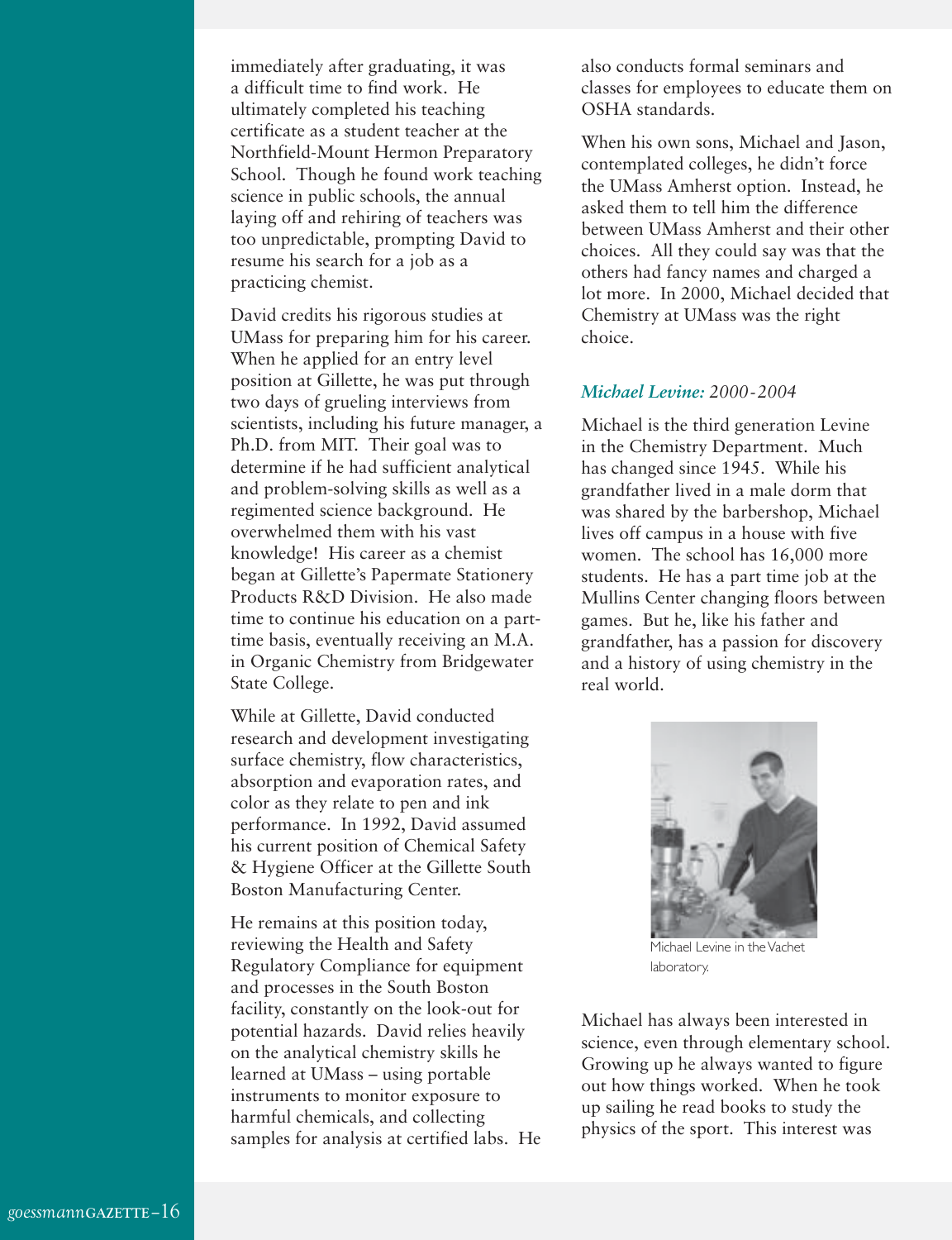immediately after graduating, it was a difficult time to find work. He ultimately completed his teaching certificate as a student teacher at the Northfield-Mount Hermon Preparatory School. Though he found work teaching science in public schools, the annual laying off and rehiring of teachers was too unpredictable, prompting David to resume his search for a job as a practicing chemist.

David credits his rigorous studies at UMass for preparing him for his career. When he applied for an entry level position at Gillette, he was put through two days of grueling interviews from scientists, including his future manager, a Ph.D. from MIT. Their goal was to determine if he had sufficient analytical and problem-solving skills as well as a regimented science background. He overwhelmed them with his vast knowledge! His career as a chemist began at Gillette's Papermate Stationery Products R&D Division. He also made time to continue his education on a part-time basis, eventually receiving an M.A. in Organic Chemistry from Bridgewater State College.

While at Gillette, David conducted research and development investigating surface chemistry, flow characteristics, absorption and evaporation rates, and color as they relate to pen and ink performance. In 1992, David assumed his current position of Chemical Safety & Hygiene Officer at the Gillette South Boston Manufacturing Center.

He remains at this position today, reviewing the Health and Safety Regulatory Compliance for equipment and processes in the South Boston facility, constantly on the look-out for potential hazards. David relies heavily on the analytical chemistry skills he learned at UMass – using portable instruments to monitor exposure to harmful chemicals, and collecting samples for analysis at certified labs. He also conducts formal seminars and classes for employees to educate them on OSHA standards.

When his own sons, Michael and Jason, contemplated colleges, he didn't force the UMass Amherst option. Instead, he asked them to tell him the difference between UMass Amherst and their other choices. All they could say was that the others had fancy names and charged a lot more. In 2000, Michael decided that Chemistry at UMass was the right choice.

### *Michael Levine:* 2000-2004

Michael is the third generation Levine in the Chemistry Department. Much has changed since 1945. While his grandfather lived in a male dorm that was shared by the barbershop, Michael lives off campus in a house with five women. The school has 16,000 more students. He has a part time job at the Mullins Center changing floors between games. But he, like his father and grandfather, has a passion for discovery and a history of using chemistry in the real world.

Michael Levine in the Vachet laboratory.

Michael has always been interested in science, even through elementary school. Growing up he always wanted to figure out how things worked. When he took up sailing he read books to study the physics of the sport. This interest was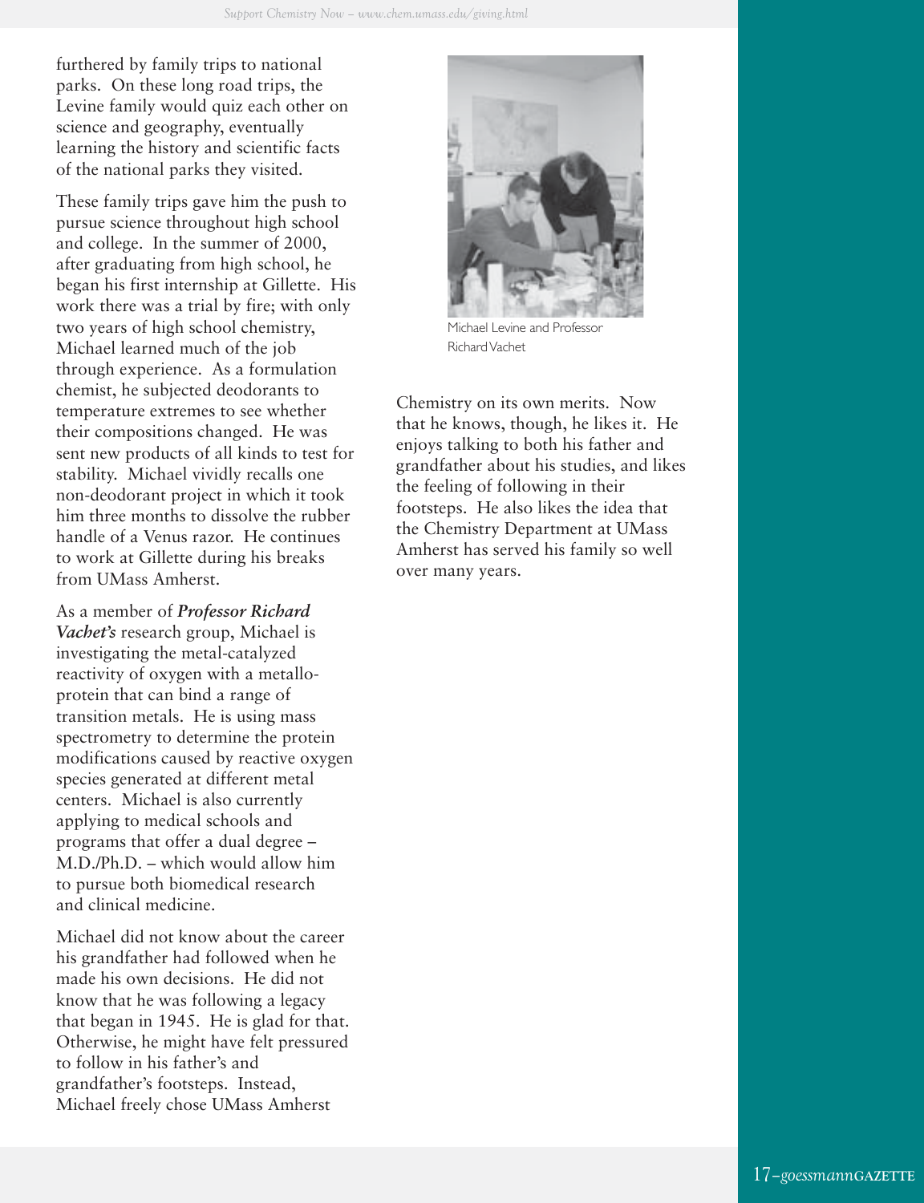furthered by family trips to national parks. On these long road trips, the Levine family would quiz each other on science and geography, eventually learning the history and scientific facts of the national parks they visited.

These family trips gave him the push to pursue science throughout high school and college. In the summer of 2000, after graduating from high school, he began his first internship at Gillette. His work there was a trial by fire; with only two years of high school chemistry, Michael learned much of the job through experience. As a formulation chemist, he subjected deodorants to temperature extremes to see whether their compositions changed. He was sent new products of all kinds to test for stability. Michael vividly recalls one non-deodorant project in which it took him three months to dissolve the rubber handle of a Venus razor. He continues to work at Gillette during his breaks from UMass Amherst.

As a member of ***Professor Richard Vachet's*** research group, Michael is investigating the metal-catalyzed reactivity of oxygen with a metallo-protein that can bind a range of transition metals. He is using mass spectrometry to determine the protein modifications caused by reactive oxygen species generated at different metal centers. Michael is also currently applying to medical schools and programs that offer a dual degree – M.D./Ph.D. – which would allow him to pursue both biomedical research and clinical medicine.

Michael did not know about the career his grandfather had followed when he made his own decisions. He did not know that he was following a legacy that began in 1945. He is glad for that. Otherwise, he might have felt pressured to follow in his father's and grandfather's footsteps. Instead, Michael freely chose UMass Amherst Chemistry on its own merits. Now that he knows, though, he likes it. He enjoys talking to both his father and grandfather about his studies, and likes the feeling of following in their footsteps. He also likes the idea that the Chemistry Department at UMass Amherst has served his family so well over many years.

Michael Levine and Professor Richard Vachet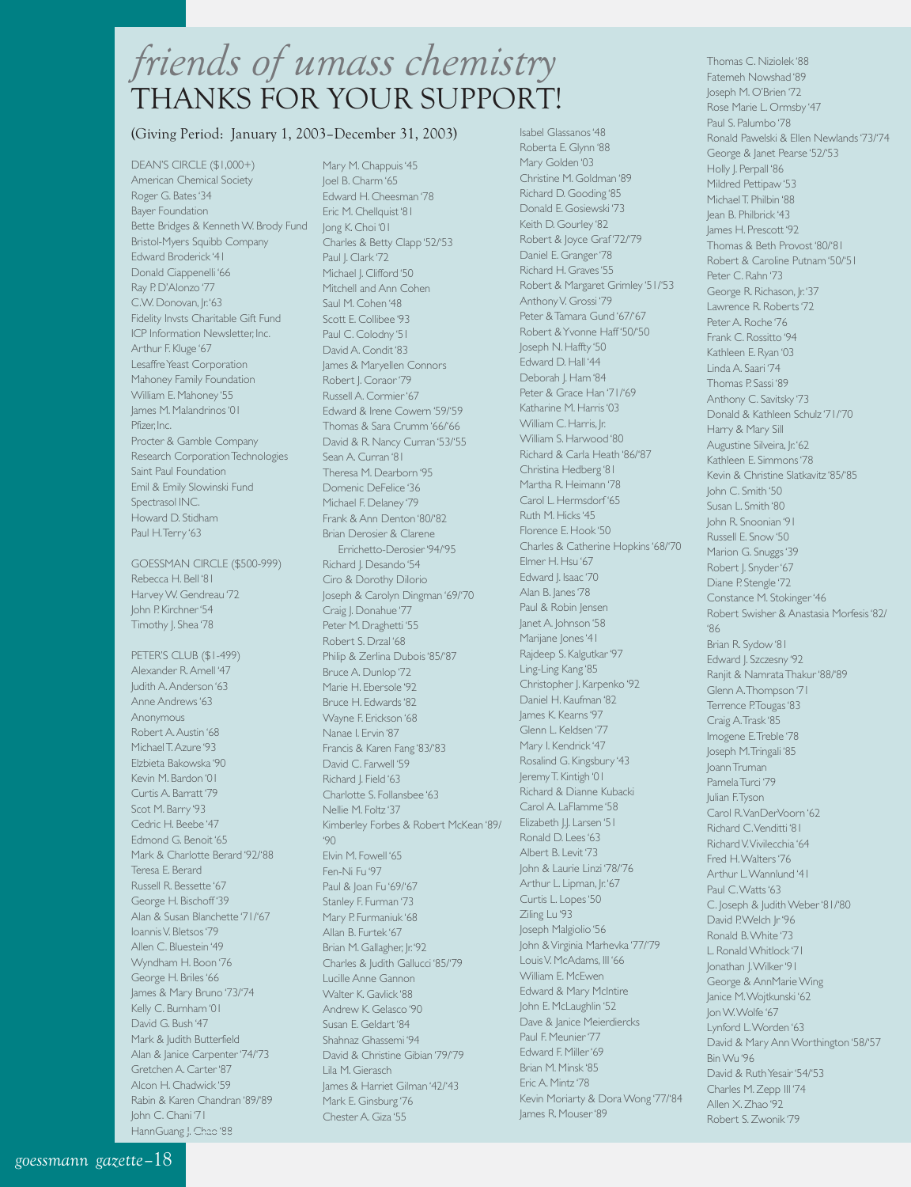# *friends of umass chemistry*
# THANKS FOR YOUR SUPPORT!

(Giving Period: January 1, 2003–December 31, 2003)

DEAN'S CIRCLE ($1,000+)
American Chemical Society
Roger G. Bates '34
Bayer Foundation
Bette Bridges & Kenneth W. Brody Fund
Bristol-Myers Squibb Company
Edward Broderick '41
Donald Ciappenelli '66
Ray P. D'Alonzo '77
C.W. Donovan, Jr. '63
Fidelity Invsts Charitable Gift Fund
ICP Information Newsletter, Inc.
Arthur F. Kluge '67
Lesaffre Yeast Corporation
Mahoney Family Foundation
William E. Mahoney '55
James M. Malandrinos '01
Pfizer, Inc.
Procter & Gamble Company
Research Corporation Technologies
Saint Paul Foundation
Emil & Emily Slowinski Fund
Spectrasol INC.
Howard D. Stidham
Paul H. Terry '63

GOESSMAN CIRCLE ($500-999)
Rebecca H. Bell '81
Harvey W. Gendreau '72
John P. Kirchner '54
Timothy J. Shea '78

PETER'S CLUB ($1-499)
Alexander R. Amell '47
Judith A. Anderson '63
Anne Andrews '63
Anonymous
Robert A. Austin '68
Michael T. Azure '93
Elzbieta Bakowska '90
Kevin M. Bardon '01
Curtis A. Barratt '79
Scot M. Barry '93
Cedric H. Beebe '47
Edmond G. Benoit '65
Mark & Charlotte Berard '92/'88
Teresa E. Berard
Russell R. Bessette '67
George H. Bischoff '39
Alan & Susan Blanchette '71/'67
Ioannis V. Bletsos '79
Allen C. Bluestein '49
Wyndham H. Boon '76
George H. Briles '66
James & Mary Bruno '73/'74
Kelly C. Burnham '01
David G. Bush '47
Mark & Judith Butterfield
Alan & Janice Carpenter '74/'73
Gretchen A. Carter '87
Alcon H. Chadwick '59
Rabin & Karen Chandran '89/'89
John C. Chani '71
HannGuang J. Chao '88
Mary M. Chappuis '45
Joel B. Charm '65
Edward H. Cheesman '78
Eric M. Chellquist '81
Jong K. Choi '01
Charles & Betty Clapp '52/'53
Paul J. Clark '72
Michael J. Clifford '50
Mitchell and Ann Cohen
Saul M. Cohen '48
Scott E. Collibee '93
Paul C. Colodny '51
David A. Condit '83
James & Maryellen Connors
Robert J. Coraor '79
Russell A. Cormier '67
Edward & Irene Cowern '59/'59
Thomas & Sara Crumm '66/'66
David & R. Nancy Curran '53/'55
Sean A. Curran '81
Theresa M. Dearborn '95
Domenic DeFelice '36
Michael F. Delaney '79
Frank & Ann Denton '80/'82
Brian Derosier & Clarene Errichetto-Derosier '94/'95
Richard J. Desando '54
Ciro & Dorothy Dilorio
Joseph & Carolyn Dingman '69/'70
Craig J. Donahue '77
Peter M. Draghetti '55
Robert S. Drzal '68
Philip & Zerlina Dubois '85/'87
Bruce A. Dunlop '72
Marie H. Ebersole '92
Bruce H. Edwards '82
Wayne F. Erickson '68
Nanae I. Ervin '87
Francis & Karen Fang '83/'83
David C. Farwell '59
Richard J. Field '63
Charlotte S. Follansbee '63
Nellie M. Foltz '37
Kimberley Forbes & Robert McKean '89/'90
Elvin M. Fowell '65
Fen-Ni Fu '97
Paul & Joan Fu '69/'67
Stanley F. Furman '73
Mary P. Furmaniuk '68
Allan B. Furtek '67
Brian M. Gallagher, Jr. '92
Charles & Judith Gallucci '85/'79
Lucille Anne Gannon
Walter K. Gavlick '88
Andrew K. Gelasco '90
Susan E. Geldart '84
Shahnaz Ghassemi '94
David & Christine Gibian '79/'79
Lila M. Gierasch
James & Harriet Gilman '42/'43
Mark E. Ginsburg '76
Chester A. Giza '55
Isabel Glassanos '48
Roberta E. Glynn '88
Mary Golden '03
Christine M. Goldman '89
Richard D. Gooding '85
Donald E. Gosiewski '73
Keith D. Gourley '82
Robert & Joyce Graf '72/'79
Daniel E. Granger '78
Richard H. Graves '55
Robert & Margaret Grimley '51/'53
Anthony V. Grossi '79
Peter & Tamara Gund '67/'67
Robert & Yvonne Haff '50/'50
Joseph N. Haffty '50
Edward D. Hall '44
Deborah J. Ham '84
Peter & Grace Han '71/'69
Katharine M. Harris '03
William C. Harris, Jr.
William S. Harwood '80
Richard & Carla Heath '86/'87
Christina Hedberg '81
Martha R. Heimann '78
Carol L. Hermsdorf '65
Ruth M. Hicks '45
Florence E. Hook '50
Charles & Catherine Hopkins '68/'70
Elmer H. Hsu '67
Edward J. Isaac '70
Alan B. Janes '78
Paul & Robin Jensen
Janet A. Johnson '58
Marijane Jones '41
Rajdeep S. Kalgutkar '97
Ling-Ling Kang '85
Christopher J. Karpenko '92
Daniel H. Kaufman '82
James K. Kearns '97
Glenn L. Keldsen '77
Mary I. Kendrick '47
Rosalind G. Kingsbury '43
Jeremy T. Kintigh '01
Richard & Dianne Kubacki
Carol A. LaFlamme '58
Elizabeth J.J. Larsen '51
Ronald D. Lees '63
Albert B. Levit '73
John & Laurie Linzi '78/'76
Arthur L. Lipman, Jr. '67
Curtis L. Lopes '50
Ziling Lu '93
Joseph Malgiolio '56
John & Virginia Marhevka '77/'79
Louis V. McAdams, III '66
William E. McEwen
Edward & Mary McIntire
John E. McLaughlin '52
Dave & Janice Meierdiercks
Paul F. Meunier '77
Edward F. Miller '69
Brian M. Minsk '85
Eric A. Mintz '78
Kevin Moriarty & Dora Wong '77/'84
James R. Mouser '89
Thomas C. Niziolek '88
Fatemeh Nowshad '89
Joseph M. O'Brien '72
Rose Marie L. Ormsby '47
Paul S. Palumbo '78
Ronald Pawelski & Ellen Newlands '73/'74
George & Janet Pearse '52/'53
Holly J. Perpall '86
Mildred Pettipaw '53
Michael T. Philbin '88
Jean B. Philbrick '43
James H. Prescott '92
Thomas & Beth Provost '80/'81
Robert & Caroline Putnam '50/'51
Peter C. Rahn '73
George R. Richason, Jr. '37
Lawrence R. Roberts '72
Peter A. Roche '76
Frank C. Rossitto '94
Kathleen E. Ryan '03
Linda A. Saari '74
Thomas P. Sassi '89
Anthony C. Savitsky '73
Donald & Kathleen Schulz '71/'70
Harry & Mary Sill
Augustine Silveira, Jr. '62
Kathleen E. Simmons '78
Kevin & Christine Slatkavitz '85/'85
John C. Smith '50
Susan L. Smith '80
John R. Snoonian '91
Russell E. Snow '50
Marion G. Snuggs '39
Robert J. Snyder '67
Diane P. Stengle '72
Constance M. Stokinger '46
Robert Swisher & Anastasia Morfesis '82/'86
Brian R. Sydow '81
Edward J. Szczesny '92
Ranjit & Namrata Thakur '88/'89
Glenn A. Thompson '71
Terrence P. Tougas '83
Craig A. Trask '85
Imogene E. Treble '78
Joseph M. Tringali '85
Joann Truman
Pamela Turci '79
Julian F. Tyson
Carol R. VanDerVoorn '62
Richard C. Venditti '81
Richard V. Vivilecchia '64
Fred H. Walters '76
Arthur L. Wannlund '41
Paul C. Watts '63
C. Joseph & Judith Weber '81/'80
David P. Welch Jr '96
Ronald B. White '73
L. Ronald Whitlock '71
Jonathan J. Wilker '91
George & AnnMarie Wing
Janice M. Wojtkunski '62
Jon W. Wolfe '67
Lynford L. Worden '63
David & Mary Ann Worthington '58/'57
Bin Wu '96
David & Ruth Yesair '54/'53
Charles M. Zepp III '74
Allen X. Zhao '92
Robert S. Zwonik '79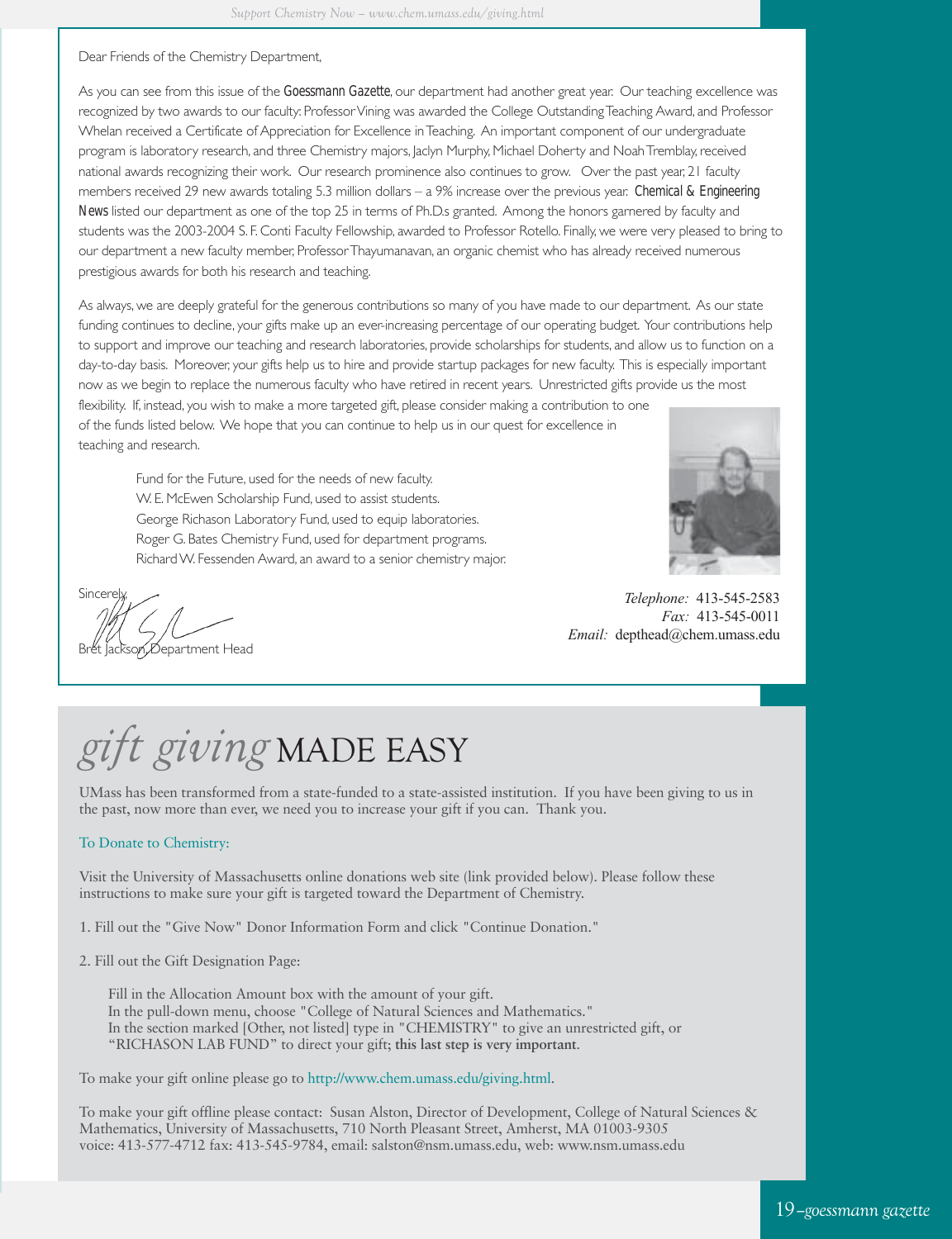Dear Friends of the Chemistry Department,

As you can see from this issue of the *Goessmann Gazette*, our department had another great year. Our teaching excellence was recognized by two awards to our faculty: Professor Vining was awarded the College Outstanding Teaching Award, and Professor Whelan received a Certificate of Appreciation for Excellence in Teaching. An important component of our undergraduate program is laboratory research, and three Chemistry majors, Jaclyn Murphy, Michael Doherty and Noah Tremblay, received national awards recognizing their work. Our research prominence also continues to grow. Over the past year, 21 faculty members received 29 new awards totaling 5.3 million dollars – a 9% increase over the previous year. *Chemical & Engineering News* listed our department as one of the top 25 in terms of Ph.D.s granted. Among the honors garnered by faculty and students was the 2003-2004 S. F. Conti Faculty Fellowship, awarded to Professor Rotello. Finally, we were very pleased to bring to our department a new faculty member, Professor Thayumanavan, an organic chemist who has already received numerous prestigious awards for both his research and teaching.

As always, we are deeply grateful for the generous contributions so many of you have made to our department. As our state funding continues to decline, your gifts make up an ever-increasing percentage of our operating budget. Your contributions help to support and improve our teaching and research laboratories, provide scholarships for students, and allow us to function on a day-to-day basis. Moreover, your gifts help us to hire and provide startup packages for new faculty. This is especially important now as we begin to replace the numerous faculty who have retired in recent years. Unrestricted gifts provide us the most flexibility. If, instead, you wish to make a more targeted gift, please consider making a contribution to one of the funds listed below. We hope that you can continue to help us in our quest for excellence in teaching and research.

Fund for the Future, used for the needs of new faculty.
W. E. McEwen Scholarship Fund, used to assist students.
George Richason Laboratory Fund, used to equip laboratories.
Roger G. Bates Chemistry Fund, used for department programs.
Richard W. Fessenden Award, an award to a senior chemistry major.

Sincerely,

Bret Jackson, Department Head

*Telephone:* 413-545-2583
*Fax:* 413-545-0011
*Email:* depthead@chem.umass.edu

# *gift giving* MADE EASY

UMass has been transformed from a state-funded to a state-assisted institution. If you have been giving to us in the past, now more than ever, we need you to increase your gift if you can. Thank you.

To Donate to Chemistry:

Visit the University of Massachusetts online donations web site (link provided below). Please follow these instructions to make sure your gift is targeted toward the Department of Chemistry.

1. Fill out the "Give Now" Donor Information Form and click "Continue Donation."

2. Fill out the Gift Designation Page:

   Fill in the Allocation Amount box with the amount of your gift.
   In the pull-down menu, choose "College of Natural Sciences and Mathematics."
   In the section marked [Other, not listed] type in "CHEMISTRY" to give an unrestricted gift, or "RICHASON LAB FUND" to direct your gift; **this last step is very important**.

To make your gift online please go to http://www.chem.umass.edu/giving.html.

To make your gift offline please contact: Susan Alston, Director of Development, College of Natural Sciences & Mathematics, University of Massachusetts, 710 North Pleasant Street, Amherst, MA 01003-9305
voice: 413-577-4712 fax: 413-545-9784, email: salston@nsm.umass.edu, web: www.nsm.umass.edu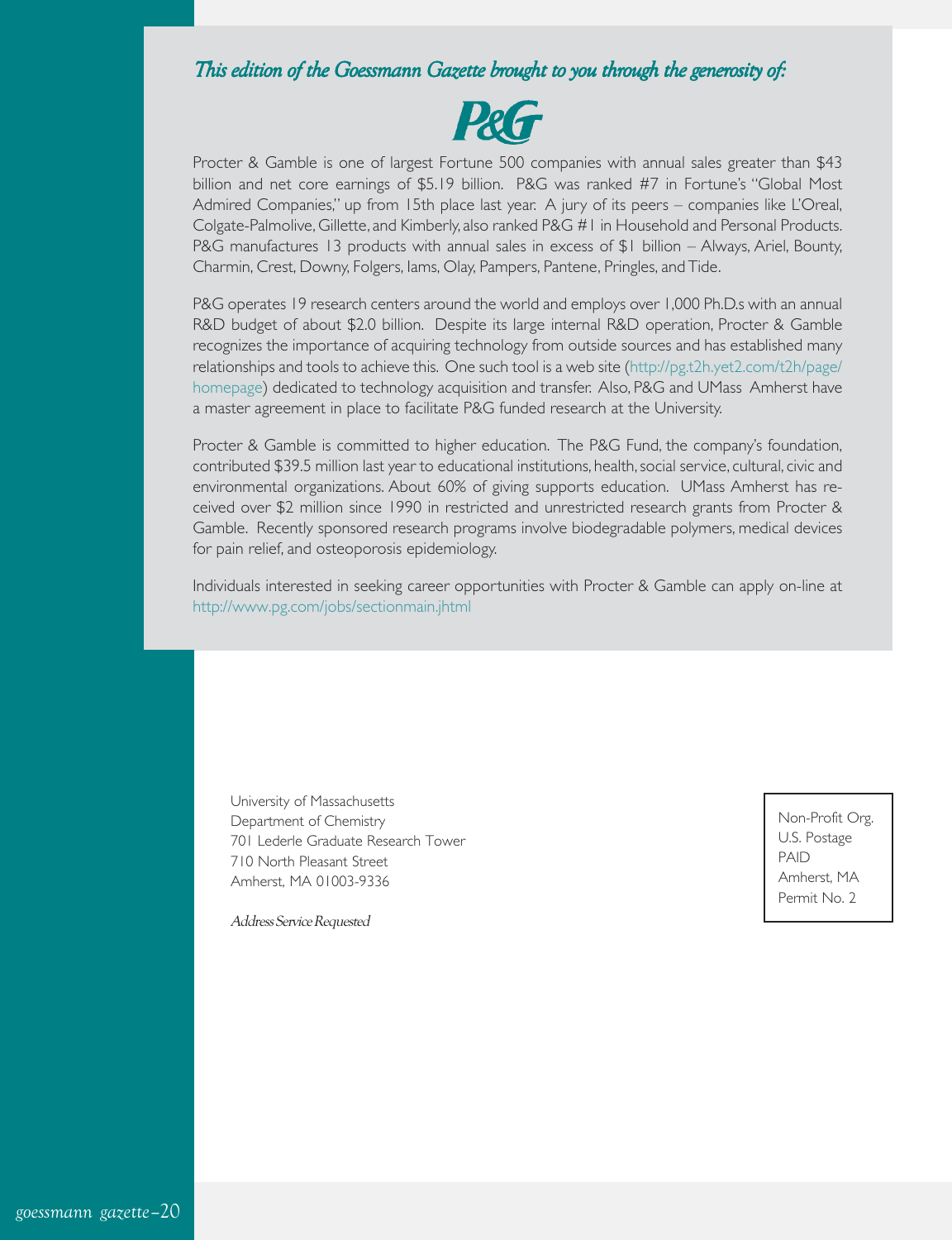*This edition of the Goessmann Gazette brought to you through the generosity of:*

P&G

Procter & Gamble is one of largest Fortune 500 companies with annual sales greater than $43 billion and net core earnings of $5.19 billion. P&G was ranked #7 in Fortune's "Global Most Admired Companies," up from 15th place last year. A jury of its peers – companies like L'Oreal, Colgate-Palmolive, Gillette, and Kimberly, also ranked P&G #1 in Household and Personal Products. P&G manufactures 13 products with annual sales in excess of $1 billion – Always, Ariel, Bounty, Charmin, Crest, Downy, Folgers, Iams, Olay, Pampers, Pantene, Pringles, and Tide.

P&G operates 19 research centers around the world and employs over 1,000 Ph.D.s with an annual R&D budget of about $2.0 billion. Despite its large internal R&D operation, Procter & Gamble recognizes the importance of acquiring technology from outside sources and has established many relationships and tools to achieve this. One such tool is a web site (http://pg.t2h.yet2.com/t2h/page/homepage) dedicated to technology acquisition and transfer. Also, P&G and UMass Amherst have a master agreement in place to facilitate P&G funded research at the University.

Procter & Gamble is committed to higher education. The P&G Fund, the company's foundation, contributed $39.5 million last year to educational institutions, health, social service, cultural, civic and environmental organizations. About 60% of giving supports education. UMass Amherst has received over $2 million since 1990 in restricted and unrestricted research grants from Procter & Gamble. Recently sponsored research programs involve biodegradable polymers, medical devices for pain relief, and osteoporosis epidemiology.

Individuals interested in seeking career opportunities with Procter & Gamble can apply on-line at http://www.pg.com/jobs/sectionmain.jhtml

University of Massachusetts
Department of Chemistry
701 Lederle Graduate Research Tower
710 North Pleasant Street
Amherst, MA 01003-9336

*Address Service Requested*

Non-Profit Org.
U.S. Postage
PAID
Amherst, MA
Permit No. 2